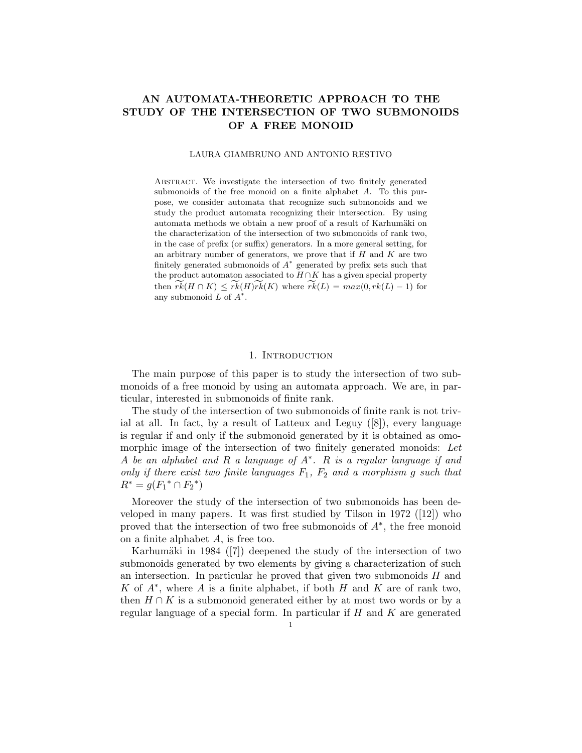# AN AUTOMATA-THEORETIC APPROACH TO THE STUDY OF THE INTERSECTION OF TWO SUBMONOIDS OF A FREE MONOID

LAURA GIAMBRUNO AND ANTONIO RESTIVO

ABSTRACT. We investigate the intersection of two finitely generated submonoids of the free monoid on a finite alphabet $A$. To this purpose, we consider automata that recognize such submonoids and we study the product automata recognizing their intersection. By using automata methods we obtain a new proof of a result of Karhumäki on the characterization of the intersection of two submonoids of rank two, in the case of prefix (or suffix) generators. In a more general setting, for an arbitrary number of generators, we prove that if $H$ and $K$ are two finitely generated submonoids of $A^*$ generated by prefix sets such that the product automaton associated to $H \cap K$ has a given special property then $\widetilde{rk}(H \cap K) \leq \widetilde{rk}(H)\widetilde{rk}(K)$ where $\widetilde{rk}(L) = max(0, rk(L) - 1)$ for any submonoid $L$ of $A^*$.

## 1. Introduction

The main purpose of this paper is to study the intersection of two submonoids of a free monoid by using an automata approach. We are, in particular, interested in submonoids of finite rank.

The study of the intersection of two submonoids of finite rank is not trivial at all. In fact, by a result of Latteux and Leguy ([8]), every language is regular if and only if the submonoid generated by it is obtained as omomorphic image of the intersection of two finitely generated monoids: *Let $A$ be an alphabet and $R$ a language of $A^*$. $R$ is a regular language if and only if there exist two finite languages $F_1$, $F_2$ and a morphism $g$ such that $R^* = g({F_1}^* \cap {F_2}^*)$*

Moreover the study of the intersection of two submonoids has been developed in many papers. It was first studied by Tilson in 1972 ([12]) who proved that the intersection of two free submonoids of $A^*$, the free monoid on a finite alphabet $A$, is free too.

Karhumäki in 1984 ([7]) deepened the study of the intersection of two submonoids generated by two elements by giving a characterization of such an intersection. In particular he proved that given two submonoids $H$ and $K$ of $A^*$, where $A$ is a finite alphabet, if both $H$ and $K$ are of rank two, then $H \cap K$ is a submonoid generated either by at most two words or by a regular language of a special form. In particular if $H$ and $K$ are generated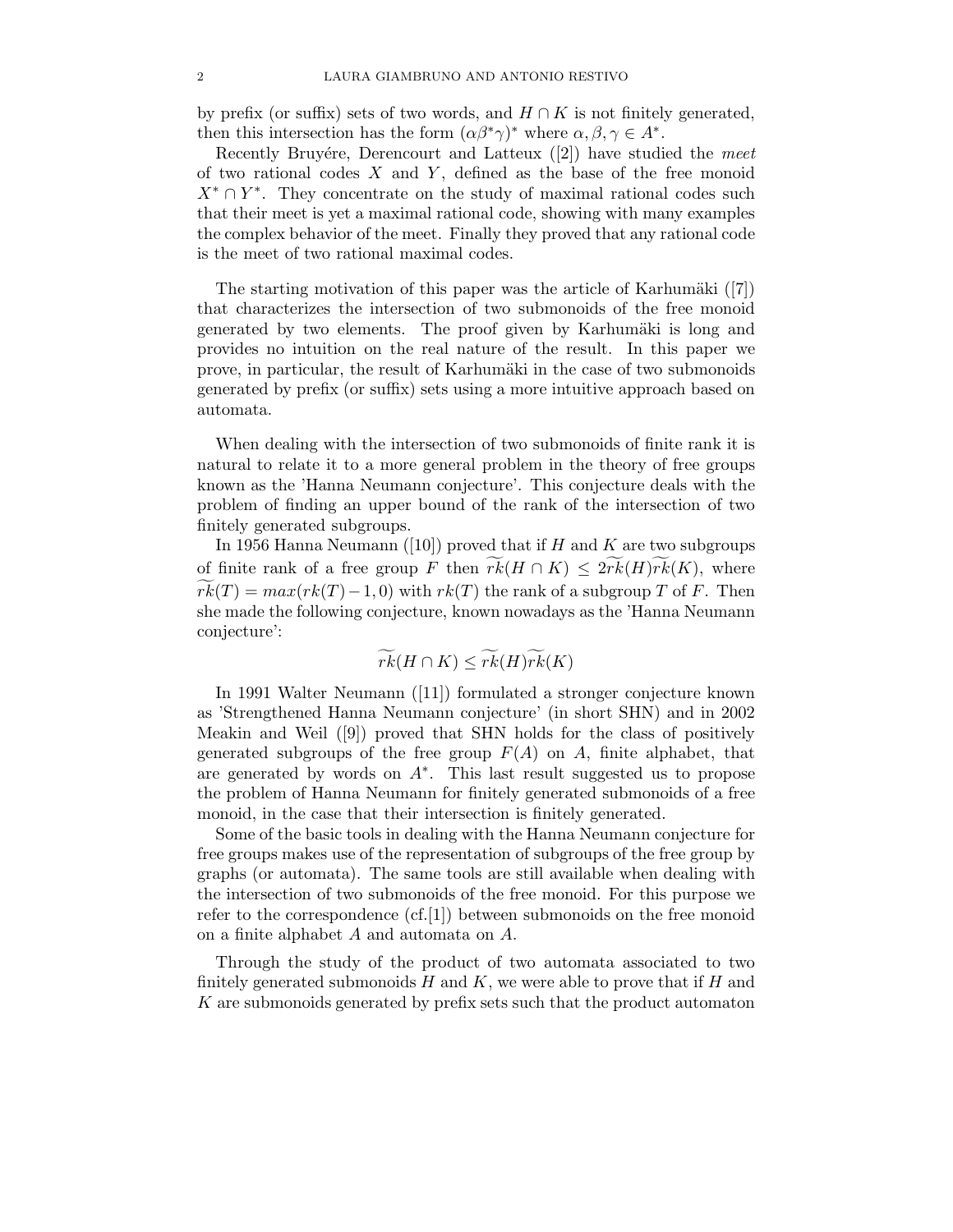by prefix (or suffix) sets of two words, and $H \cap K$ is not finitely generated, then this intersection has the form $(\alpha\beta^*\gamma)^*$ where $\alpha, \beta, \gamma \in A^*$.

Recently Bruyére, Derencourt and Latteux ([2]) have studied the *meet* of two rational codes $X$ and $Y$, defined as the base of the free monoid $X^* \cap Y^*$. They concentrate on the study of maximal rational codes such that their meet is yet a maximal rational code, showing with many examples the complex behavior of the meet. Finally they proved that any rational code is the meet of two rational maximal codes.

The starting motivation of this paper was the article of Karhumäki ([7]) that characterizes the intersection of two submonoids of the free monoid generated by two elements. The proof given by Karhumäki is long and provides no intuition on the real nature of the result. In this paper we prove, in particular, the result of Karhumäki in the case of two submonoids generated by prefix (or suffix) sets using a more intuitive approach based on automata.

When dealing with the intersection of two submonoids of finite rank it is natural to relate it to a more general problem in the theory of free groups known as the 'Hanna Neumann conjecture'. This conjecture deals with the problem of finding an upper bound of the rank of the intersection of two finitely generated subgroups.

In 1956 Hanna Neumann ([10]) proved that if $H$ and $K$ are two subgroups of finite rank of a free group $F$ then $\widetilde{rk}(H \cap K) \leq 2\widetilde{rk}(H)\widetilde{rk}(K)$, where $\widetilde{rk}(T) = max(rk(T) - 1, 0)$ with $rk(T)$ the rank of a subgroup $T$ of $F$. Then she made the following conjecture, known nowadays as the 'Hanna Neumann conjecture':

$$\widetilde{rk}(H \cap K) \leq \widetilde{rk}(H)\widetilde{rk}(K)$$

In 1991 Walter Neumann ([11]) formulated a stronger conjecture known as 'Strengthened Hanna Neumann conjecture' (in short SHN) and in 2002 Meakin and Weil ([9]) proved that SHN holds for the class of positively generated subgroups of the free group $F(A)$ on $A$, finite alphabet, that are generated by words on $A^*$. This last result suggested us to propose the problem of Hanna Neumann for finitely generated submonoids of a free monoid, in the case that their intersection is finitely generated.

Some of the basic tools in dealing with the Hanna Neumann conjecture for free groups makes use of the representation of subgroups of the free group by graphs (or automata). The same tools are still available when dealing with the intersection of two submonoids of the free monoid. For this purpose we refer to the correspondence (cf.[1]) between submonoids on the free monoid on a finite alphabet $A$ and automata on $A$.

Through the study of the product of two automata associated to two finitely generated submonoids $H$ and $K$, we were able to prove that if $H$ and $K$ are submonoids generated by prefix sets such that the product automaton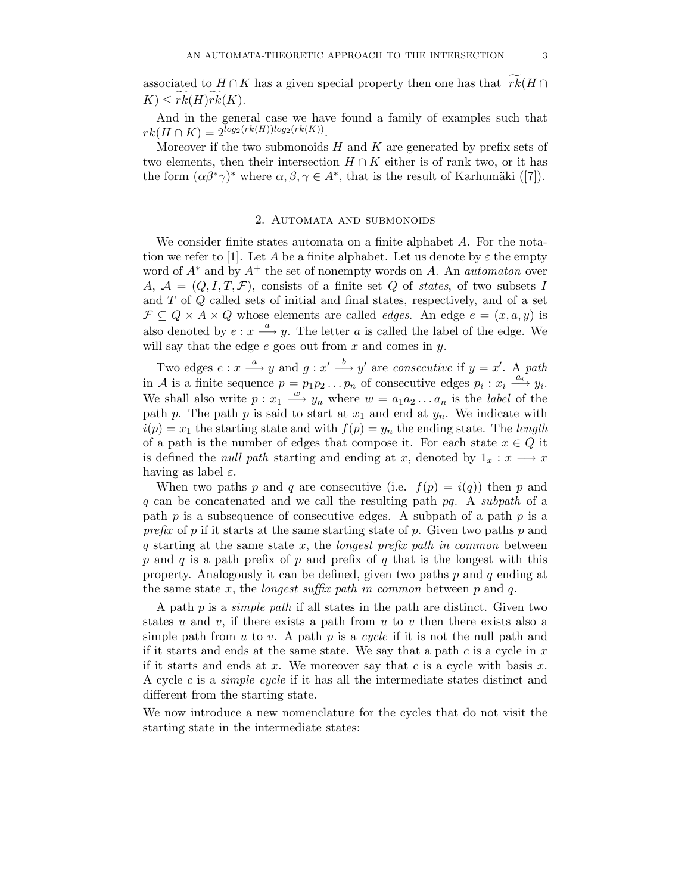associated to $H \cap K$ has a given special property then one has that $\widetilde{rk}(H \cap K) \leq \widetilde{rk}(H)\widetilde{rk}(K)$.

And in the general case we have found a family of examples such that $rk(H \cap K) = 2^{log_2(rk(H))log_2(rk(K))}$.

Moreover if the two submonoids $H$ and $K$ are generated by prefix sets of two elements, then their intersection $H \cap K$ either is of rank two, or it has the form $(\alpha\beta^*\gamma)^*$ where $\alpha, \beta, \gamma \in A^*$, that is the result of Karhumäki ([7]).

## 2. Automata and submonoids

We consider finite states automata on a finite alphabet $A$. For the notation we refer to [1]. Let $A$ be a finite alphabet. Let us denote by $\varepsilon$ the empty word of $A^*$ and by $A^+$ the set of nonempty words on $A$. An *automaton* over $A$, $\mathcal{A} = (Q, I, T, \mathcal{F})$, consists of a finite set $Q$ of *states*, of two subsets $I$ and $T$ of $Q$ called sets of initial and final states, respectively, and of a set $\mathcal{F} \subseteq Q \times A \times Q$ whose elements are called *edges*. An edge $e = (x, a, y)$ is also denoted by $e : x \xrightarrow{a} y$. The letter $a$ is called the label of the edge. We will say that the edge $e$ goes out from $x$ and comes in $y$.

Two edges $e : x \xrightarrow{a} y$ and $g : x' \xrightarrow{b} y'$ are *consecutive* if $y = x'$. A *path* in $\mathcal{A}$ is a finite sequence $p = p_1 p_2 \dots p_n$ of consecutive edges $p_i : x_i \xrightarrow{a_i} y_i$. We shall also write $p : x_1 \xrightarrow{w} y_n$ where $w = a_1 a_2 \dots a_n$ is the *label* of the path $p$. The path $p$ is said to start at $x_1$ and end at $y_n$. We indicate with $i(p) = x_1$ the starting state and with $f(p) = y_n$ the ending state. The *length* of a path is the number of edges that compose it. For each state $x \in Q$ it is defined the *null path* starting and ending at $x$, denoted by $1_x : x \longrightarrow x$ having as label $\varepsilon$.

When two paths $p$ and $q$ are consecutive (i.e. $f(p) = i(q)$) then $p$ and $q$ can be concatenated and we call the resulting path $pq$. A *subpath* of a path $p$ is a subsequence of consecutive edges. A subpath of a path $p$ is a *prefix* of $p$ if it starts at the same starting state of $p$. Given two paths $p$ and $q$ starting at the same state $x$, the *longest prefix path in common* between $p$ and $q$ is a path prefix of $p$ and prefix of $q$ that is the longest with this property. Analogously it can be defined, given two paths $p$ and $q$ ending at the same state $x$, the *longest suffix path in common* between $p$ and $q$.

A path $p$ is a *simple path* if all states in the path are distinct. Given two states $u$ and $v$, if there exists a path from $u$ to $v$ then there exists also a simple path from $u$ to $v$. A path $p$ is a *cycle* if it is not the null path and if it starts and ends at the same state. We say that a path $c$ is a cycle in $x$ if it starts and ends at $x$. We moreover say that $c$ is a cycle with basis $x$. A cycle $c$ is a *simple cycle* if it has all the intermediate states distinct and different from the starting state.

We now introduce a new nomenclature for the cycles that do not visit the starting state in the intermediate states: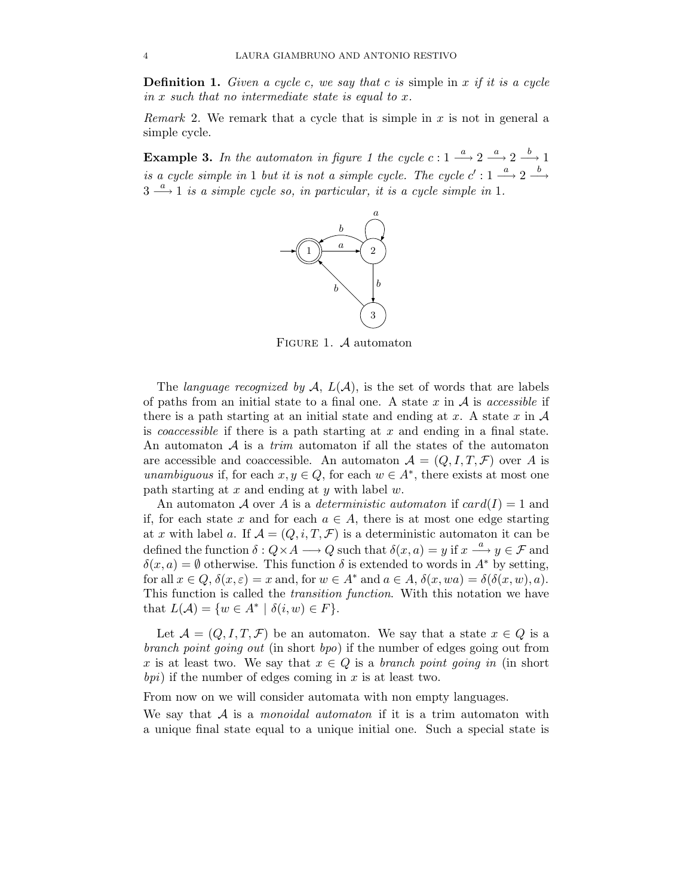**Definition 1.** *Given a cycle $c$, we say that $c$ is* simple in $x$ *if it is a cycle in $x$ such that no intermediate state is equal to $x$.*

*Remark* 2. We remark that a cycle that is simple in $x$ is not in general a simple cycle.

**Example 3.** *In the automaton in figure 1 the cycle $c : 1 \xrightarrow{a} 2 \xrightarrow{a} 2 \xrightarrow{b} 1$ is a cycle simple in 1 but it is not a simple cycle. The cycle $c' : 1 \xrightarrow{a} 2 \xrightarrow{b} 3 \xrightarrow{a} 1$ is a simple cycle so, in particular, it is a cycle simple in 1.*

FIGURE 1. $\mathcal{A}$ automaton

The *language recognized by* $\mathcal{A}$, $L(\mathcal{A})$, is the set of words that are labels of paths from an initial state to a final one. A state $x$ in $\mathcal{A}$ is *accessible* if there is a path starting at an initial state and ending at $x$. A state $x$ in $\mathcal{A}$ is *coaccessible* if there is a path starting at $x$ and ending in a final state. An automaton $\mathcal{A}$ is a *trim* automaton if all the states of the automaton are accessible and coaccessible. An automaton $\mathcal{A} = (Q, I, T, \mathcal{F})$ over $A$ is *unambiguous* if, for each $x, y \in Q$, for each $w \in A^*$, there exists at most one path starting at $x$ and ending at $y$ with label $w$.

An automaton $\mathcal{A}$ over $A$ is a *deterministic automaton* if $card(I) = 1$ and if, for each state $x$ and for each $a \in A$, there is at most one edge starting at $x$ with label $a$. If $\mathcal{A} = (Q, i, T, \mathcal{F})$ is a deterministic automaton it can be defined the function $\delta : Q \times A \longrightarrow Q$ such that $\delta(x, a) = y$ if $x \xrightarrow{a} y \in \mathcal{F}$ and $\delta(x, a) = \emptyset$ otherwise. This function $\delta$ is extended to words in $A^*$ by setting, for all $x \in Q$, $\delta(x, \varepsilon) = x$ and, for $w \in A^*$ and $a \in A$, $\delta(x, wa) = \delta(\delta(x, w), a)$. This function is called the *transition function*. With this notation we have that $L(\mathcal{A}) = \{w \in A^* \mid \delta(i, w) \in F\}$.

Let $\mathcal{A} = (Q, I, T, \mathcal{F})$ be an automaton. We say that a state $x \in Q$ is a *branch point going out* (in short *bpo*) if the number of edges going out from $x$ is at least two. We say that $x \in Q$ is a *branch point going in* (in short *bpi*) if the number of edges coming in $x$ is at least two.

From now on we will consider automata with non empty languages.

We say that $\mathcal{A}$ is a *monoidal automaton* if it is a trim automaton with a unique final state equal to a unique initial one. Such a special state is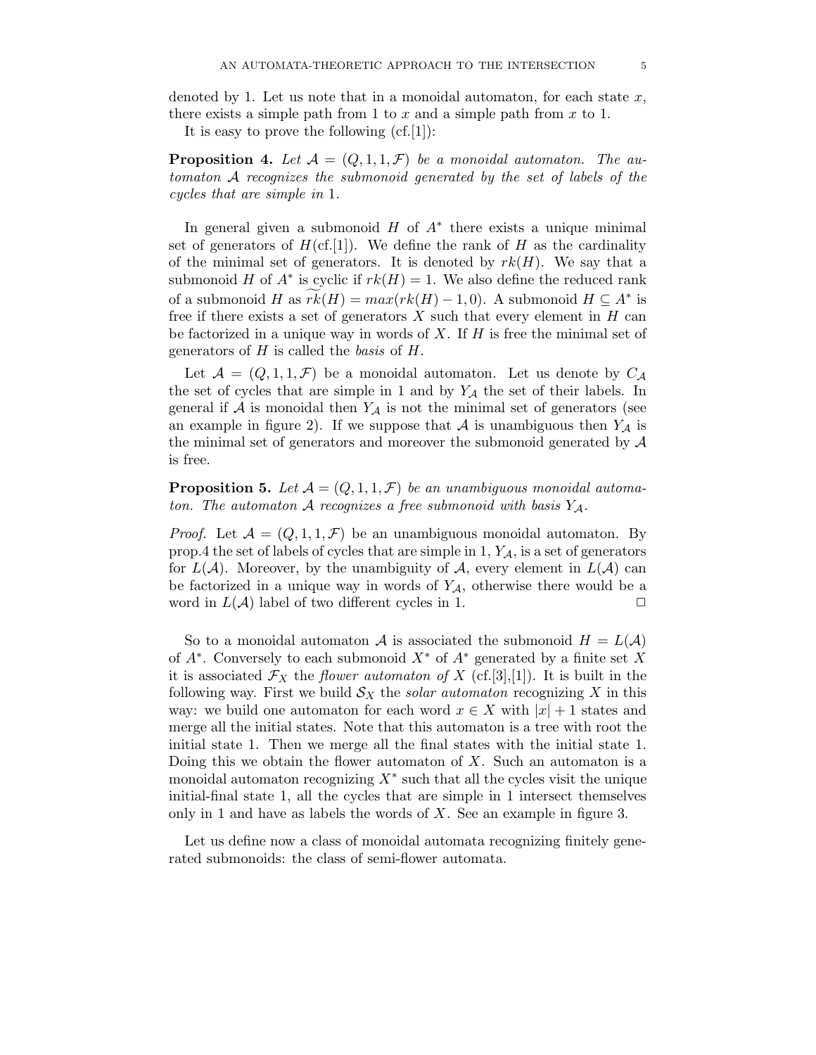denoted by 1. Let us note that in a monoidal automaton, for each state $x$, there exists a simple path from 1 to $x$ and a simple path from $x$ to 1.

It is easy to prove the following (cf.[1]):

**Proposition 4.** *Let $\mathcal{A} = (Q, 1, 1, \mathcal{F})$ be a monoidal automaton. The automaton $\mathcal{A}$ recognizes the submonoid generated by the set of labels of the cycles that are simple in* 1*.*

In general given a submonoid $H$ of $A^*$ there exists a unique minimal set of generators of $H$(cf.[1]). We define the rank of $H$ as the cardinality of the minimal set of generators. It is denoted by $rk(H)$. We say that a submonoid $H$ of $A^*$ is cyclic if $rk(H) = 1$. We also define the reduced rank of a submonoid $H$ as $\widetilde{rk}(H) = max(rk(H) - 1, 0)$. A submonoid $H \subseteq A^*$ is free if there exists a set of generators $X$ such that every element in $H$ can be factorized in a unique way in words of $X$. If $H$ is free the minimal set of generators of $H$ is called the *basis* of $H$.

Let $\mathcal{A} = (Q, 1, 1, \mathcal{F})$ be a monoidal automaton. Let us denote by $C_{\mathcal{A}}$ the set of cycles that are simple in 1 and by $Y_{\mathcal{A}}$ the set of their labels. In general if $\mathcal{A}$ is monoidal then $Y_{\mathcal{A}}$ is not the minimal set of generators (see an example in figure 2). If we suppose that $\mathcal{A}$ is unambiguous then $Y_{\mathcal{A}}$ is the minimal set of generators and moreover the submonoid generated by $\mathcal{A}$ is free.

**Proposition 5.** *Let $\mathcal{A} = (Q, 1, 1, \mathcal{F})$ be an unambiguous monoidal automaton. The automaton $\mathcal{A}$ recognizes a free submonoid with basis $Y_{\mathcal{A}}$.*

*Proof.* Let $\mathcal{A} = (Q, 1, 1, \mathcal{F})$ be an unambiguous monoidal automaton. By prop.4 the set of labels of cycles that are simple in 1, $Y_{\mathcal{A}}$, is a set of generators for $L(\mathcal{A})$. Moreover, by the unambiguity of $\mathcal{A}$, every element in $L(\mathcal{A})$ can be factorized in a unique way in words of $Y_{\mathcal{A}}$, otherwise there would be a word in $L(\mathcal{A})$ label of two different cycles in 1. $\square$

So to a monoidal automaton $\mathcal{A}$ is associated the submonoid $H = L(\mathcal{A})$ of $A^*$. Conversely to each submonoid $X^*$ of $A^*$ generated by a finite set $X$ it is associated $\mathcal{F}_X$ the *flower automaton of* $X$ (cf.[3],[1]). It is built in the following way. First we build $\mathcal{S}_X$ the *solar automaton* recognizing $X$ in this way: we build one automaton for each word $x \in X$ with $|x| + 1$ states and merge all the initial states. Note that this automaton is a tree with root the initial state 1. Then we merge all the final states with the initial state 1. Doing this we obtain the flower automaton of $X$. Such an automaton is a monoidal automaton recognizing $X^*$ such that all the cycles visit the unique initial-final state 1, all the cycles that are simple in 1 intersect themselves only in 1 and have as labels the words of $X$. See an example in figure 3.

Let us define now a class of monoidal automata recognizing finitely generated submonoids: the class of semi-flower automata.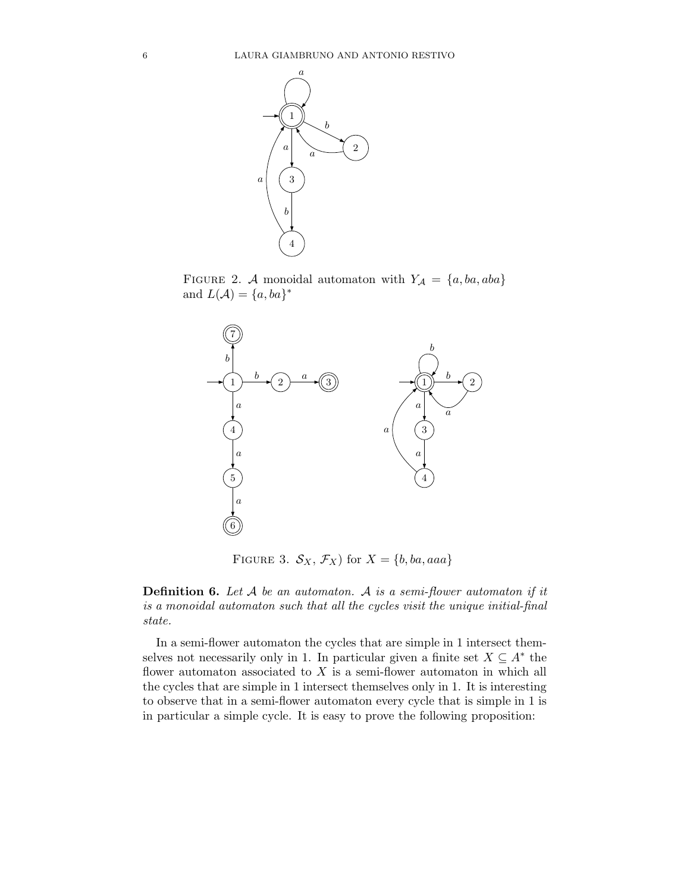FIGURE 2. $\mathcal{A}$ monoidal automaton with $Y_{\mathcal{A}} = \{a, ba, aba\}$ and $L(\mathcal{A}) = \{a, ba\}^*$

FIGURE 3. $\mathcal{S}_X$, $\mathcal{F}_X$) for $X = \{b, ba, aaa\}$

**Definition 6.** *Let $\mathcal{A}$ be an automaton. $\mathcal{A}$ is a semi-flower automaton if it is a monoidal automaton such that all the cycles visit the unique initial-final state.*

In a semi-flower automaton the cycles that are simple in 1 intersect themselves not necessarily only in 1. In particular given a finite set $X \subseteq A^*$ the flower automaton associated to $X$ is a semi-flower automaton in which all the cycles that are simple in 1 intersect themselves only in 1. It is interesting to observe that in a semi-flower automaton every cycle that is simple in 1 is in particular a simple cycle. It is easy to prove the following proposition: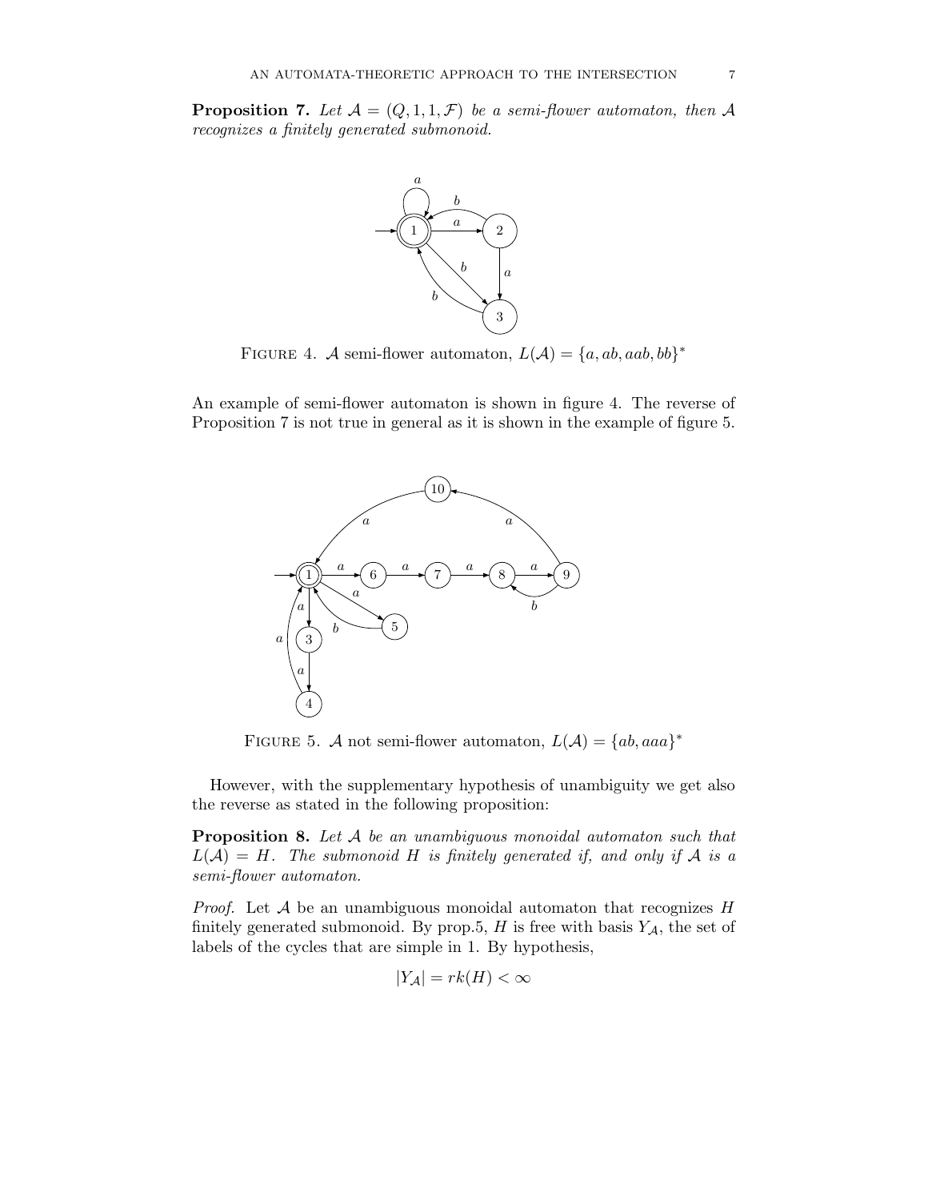**Proposition 7.** *Let $\mathcal{A} = (Q, 1, 1, \mathcal{F})$ be a semi-flower automaton, then $\mathcal{A}$ recognizes a finitely generated submonoid.*

FIGURE 4. $\mathcal{A}$ semi-flower automaton, $L(\mathcal{A}) = \{a, ab, aab, bb\}^*$

An example of semi-flower automaton is shown in figure 4. The reverse of Proposition 7 is not true in general as it is shown in the example of figure 5.

FIGURE 5. $\mathcal{A}$ not semi-flower automaton, $L(\mathcal{A}) = \{ab, aaa\}^*$

However, with the supplementary hypothesis of unambiguity we get also the reverse as stated in the following proposition:

**Proposition 8.** *Let $\mathcal{A}$ be an unambiguous monoidal automaton such that $L(\mathcal{A}) = H$. The submonoid $H$ is finitely generated if, and only if $\mathcal{A}$ is a semi-flower automaton.*

*Proof.* Let $\mathcal{A}$ be an unambiguous monoidal automaton that recognizes $H$ finitely generated submonoid. By prop.5, $H$ is free with basis $Y_{\mathcal{A}}$, the set of labels of the cycles that are simple in 1. By hypothesis,

$$|Y_{\mathcal{A}}| = rk(H) < \infty$$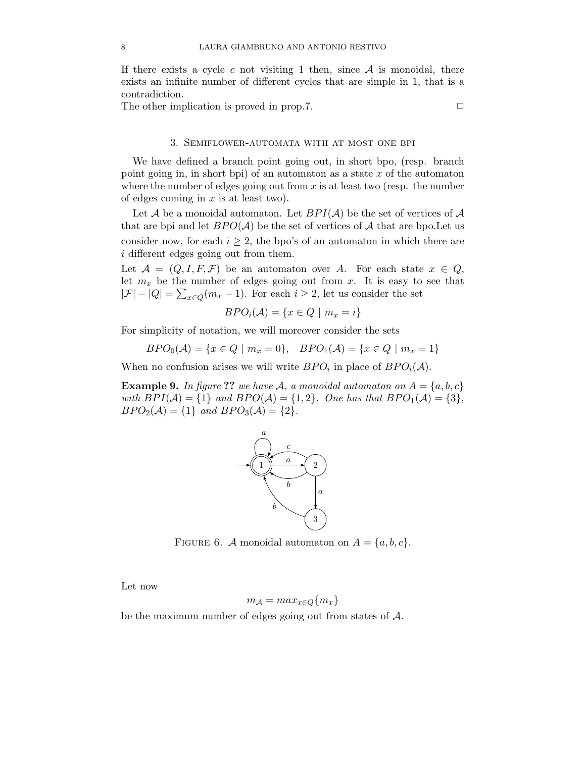If there exists a cycle $c$ not visiting 1 then, since $\mathcal{A}$ is monoidal, there exists an infinite number of different cycles that are simple in 1, that is a contradiction.
The other implication is proved in prop.7. □

## 3. Semiflower-automata with at most one bpi

We have defined a branch point going out, in short bpo, (resp. branch point going in, in short bpi) of an automaton as a state $x$ of the automaton where the number of edges going out from $x$ is at least two (resp. the number of edges coming in $x$ is at least two).

Let $\mathcal{A}$ be a monoidal automaton. Let $BPI(\mathcal{A})$ be the set of vertices of $\mathcal{A}$ that are bpi and let $BPO(\mathcal{A})$ be the set of vertices of $\mathcal{A}$ that are bpo.Let us consider now, for each $i \geq 2$, the bpo's of an automaton in which there are $i$ different edges going out from them.

Let $\mathcal{A} = (Q, I, F, \mathcal{F})$ be an automaton over $A$. For each state $x \in Q$, let $m_x$ be the number of edges going out from $x$. It is easy to see that $|\mathcal{F}| - |Q| = \sum_{x \in Q}(m_x - 1)$. For each $i \geq 2$, let us consider the set

$$BPO_i(\mathcal{A}) = \{x \in Q \mid m_x = i\}$$

For simplicity of notation, we will moreover consider the sets

$$BPO_0(\mathcal{A}) = \{x \in Q \mid m_x = 0\}, \quad BPO_1(\mathcal{A}) = \{x \in Q \mid m_x = 1\}$$

When no confusion arises we will write $BPO_i$ in place of $BPO_i(\mathcal{A})$.

**Example 9.** *In figure* **??** *we have $\mathcal{A}$, a monoidal automaton on $A = \{a, b, c\}$ with $BPI(\mathcal{A}) = \{1\}$ and $BPO(\mathcal{A}) = \{1, 2\}$. One has that $BPO_1(\mathcal{A}) = \{3\}$, $BPO_2(\mathcal{A}) = \{1\}$ and $BPO_3(\mathcal{A}) = \{2\}$.*

Figure 6. $\mathcal{A}$ monoidal automaton on $A = \{a, b, c\}$.

Let now

$$m_{\mathcal{A}} = max_{x \in Q}\{m_x\}$$

be the maximum number of edges going out from states of $\mathcal{A}$.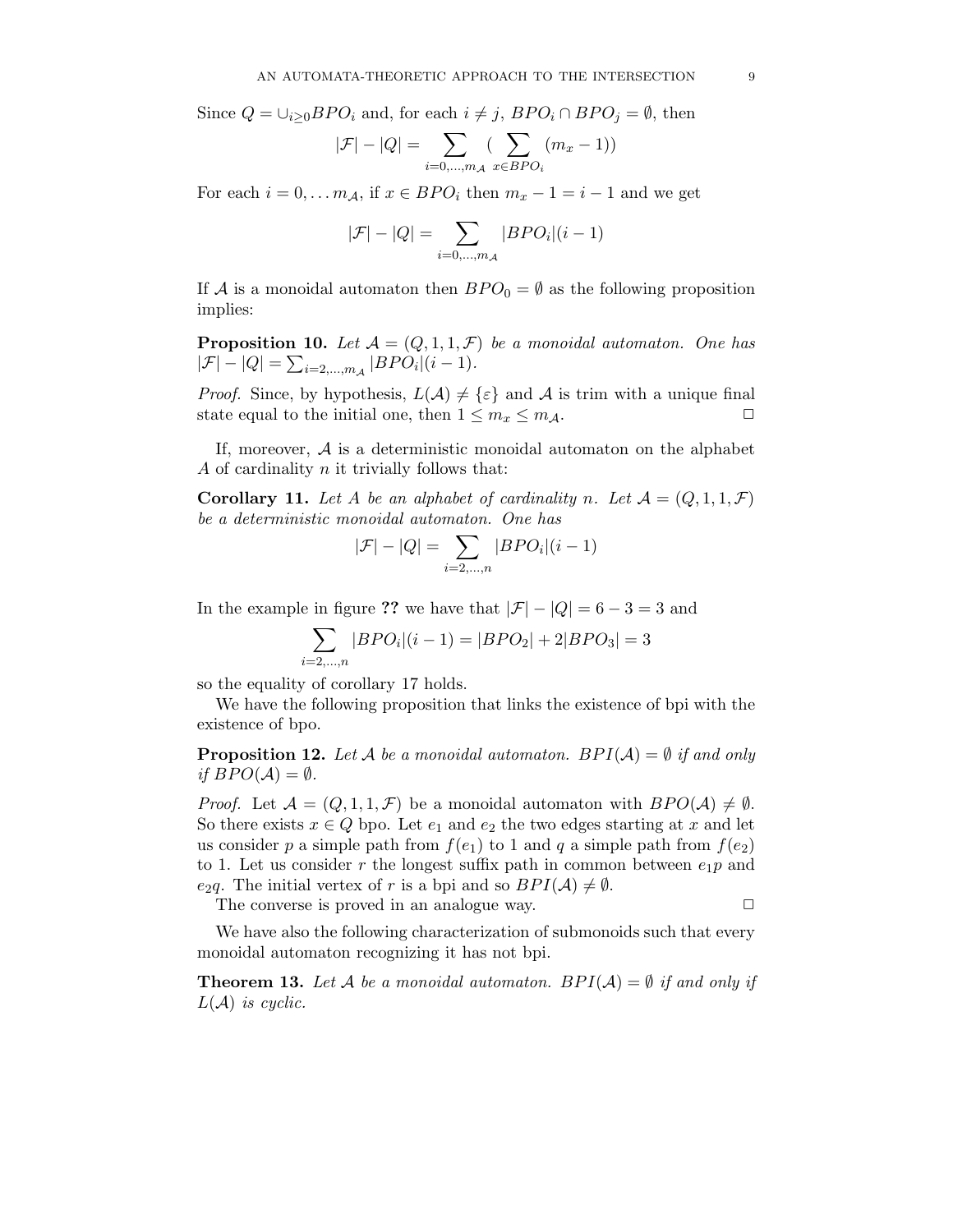Since $Q = \cup_{i \geq 0} BPO_i$ and, for each $i \neq j$, $BPO_i \cap BPO_j = \emptyset$, then

$$|\mathcal{F}| - |Q| = \sum_{i=0,\ldots,m_{\mathcal{A}}} (\sum_{x \in BPO_i} (m_x - 1))$$

For each $i = 0, \ldots m_{\mathcal{A}}$, if $x \in BPO_i$ then $m_x - 1 = i - 1$ and we get

$$|\mathcal{F}| - |Q| = \sum_{i=0,\ldots,m_{\mathcal{A}}} |BPO_i|(i-1)$$

If $\mathcal{A}$ is a monoidal automaton then $BPO_0 = \emptyset$ as the following proposition implies:

**Proposition 10.** *Let $\mathcal{A} = (Q, 1, 1, \mathcal{F})$ be a monoidal automaton. One has $|\mathcal{F}| - |Q| = \sum_{i=2,\ldots,m_{\mathcal{A}}} |BPO_i|(i-1)$.*

*Proof.* Since, by hypothesis, $L(\mathcal{A}) \neq \{\varepsilon\}$ and $\mathcal{A}$ is trim with a unique final state equal to the initial one, then $1 \leq m_x \leq m_{\mathcal{A}}$. ◻

If, moreover, $\mathcal{A}$ is a deterministic monoidal automaton on the alphabet $A$ of cardinality $n$ it trivially follows that:

**Corollary 11.** *Let $A$ be an alphabet of cardinality $n$. Let $\mathcal{A} = (Q, 1, 1, \mathcal{F})$ be a deterministic monoidal automaton. One has*

$$|\mathcal{F}| - |Q| = \sum_{i=2,\ldots,n} |BPO_i|(i-1)$$

In the example in figure **??** we have that $|\mathcal{F}| - |Q| = 6 - 3 = 3$ and

$$\sum_{i=2,\ldots,n} |BPO_i|(i-1) = |BPO_2| + 2|BPO_3| = 3$$

so the equality of corollary 17 holds.

We have the following proposition that links the existence of bpi with the existence of bpo.

**Proposition 12.** *Let $\mathcal{A}$ be a monoidal automaton. $BPI(\mathcal{A}) = \emptyset$ if and only if $BPO(\mathcal{A}) = \emptyset$.*

*Proof.* Let $\mathcal{A} = (Q, 1, 1, \mathcal{F})$ be a monoidal automaton with $BPO(\mathcal{A}) \neq \emptyset$. So there exists $x \in Q$ bpo. Let $e_1$ and $e_2$ the two edges starting at $x$ and let us consider $p$ a simple path from $f(e_1)$ to 1 and $q$ a simple path from $f(e_2)$ to 1. Let us consider $r$ the longest suffix path in common between $e_1 p$ and $e_2 q$. The initial vertex of $r$ is a bpi and so $BPI(\mathcal{A}) \neq \emptyset$.

The converse is proved in an analogue way. ◻

We have also the following characterization of submonoids such that every monoidal automaton recognizing it has not bpi.

**Theorem 13.** *Let $\mathcal{A}$ be a monoidal automaton. $BPI(\mathcal{A}) = \emptyset$ if and only if $L(\mathcal{A})$ is cyclic.*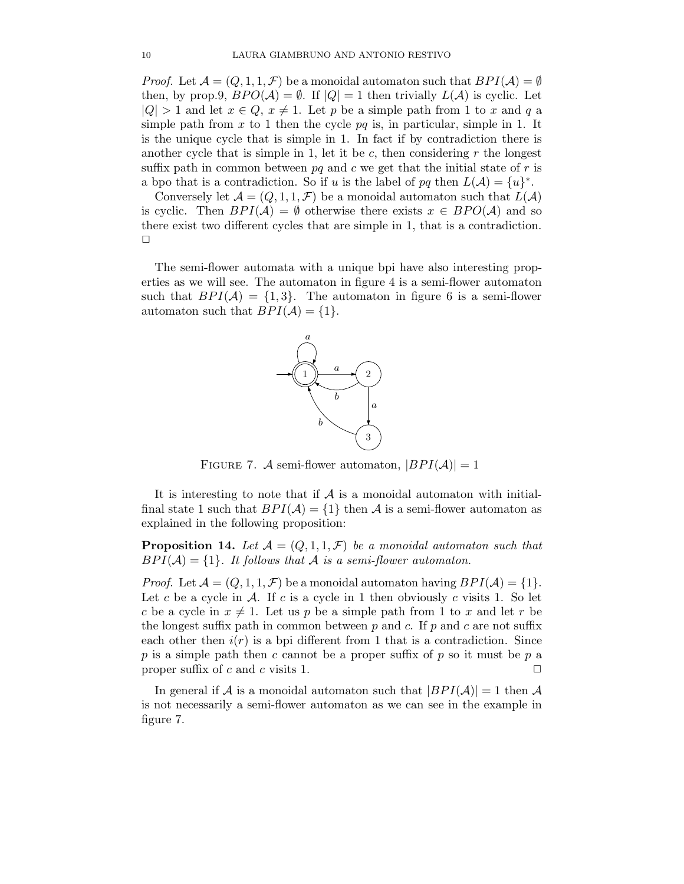*Proof.* Let $\mathcal{A} = (Q, 1, 1, \mathcal{F})$ be a monoidal automaton such that $BPI(\mathcal{A}) = \emptyset$ then, by prop.9, $BPO(\mathcal{A}) = \emptyset$. If $|Q| = 1$ then trivially $L(\mathcal{A})$ is cyclic. Let $|Q| > 1$ and let $x \in Q$, $x \neq 1$. Let $p$ be a simple path from 1 to $x$ and $q$ a simple path from $x$ to 1 then the cycle $pq$ is, in particular, simple in 1. It is the unique cycle that is simple in 1. In fact if by contradiction there is another cycle that is simple in 1, let it be $c$, then considering $r$ the longest suffix path in common between $pq$ and $c$ we get that the initial state of $r$ is a bpo that is a contradiction. So if $u$ is the label of $pq$ then $L(\mathcal{A}) = \{u\}^*$.

Conversely let $\mathcal{A} = (Q, 1, 1, \mathcal{F})$ be a monoidal automaton such that $L(\mathcal{A})$ is cyclic. Then $BPI(\mathcal{A}) = \emptyset$ otherwise there exists $x \in BPO(\mathcal{A})$ and so there exist two different cycles that are simple in 1, that is a contradiction. □

The semi-flower automata with a unique bpi have also interesting properties as we will see. The automaton in figure 4 is a semi-flower automaton such that $BPI(\mathcal{A}) = \{1, 3\}$. The automaton in figure 6 is a semi-flower automaton such that $BPI(\mathcal{A}) = \{1\}$.

FIGURE 7. $\mathcal{A}$ semi-flower automaton, $|BPI(\mathcal{A})| = 1$

It is interesting to note that if $\mathcal{A}$ is a monoidal automaton with initial-final state 1 such that $BPI(\mathcal{A}) = \{1\}$ then $\mathcal{A}$ is a semi-flower automaton as explained in the following proposition:

**Proposition 14.** *Let $\mathcal{A} = (Q, 1, 1, \mathcal{F})$ be a monoidal automaton such that $BPI(\mathcal{A}) = \{1\}$. It follows that $\mathcal{A}$ is a semi-flower automaton.*

*Proof.* Let $\mathcal{A} = (Q, 1, 1, \mathcal{F})$ be a monoidal automaton having $BPI(\mathcal{A}) = \{1\}$. Let $c$ be a cycle in $\mathcal{A}$. If $c$ is a cycle in 1 then obviously $c$ visits 1. So let $c$ be a cycle in $x \neq 1$. Let us $p$ be a simple path from 1 to $x$ and let $r$ be the longest suffix path in common between $p$ and $c$. If $p$ and $c$ are not suffix each other then $i(r)$ is a bpi different from 1 that is a contradiction. Since $p$ is a simple path then $c$ cannot be a proper suffix of $p$ so it must be $p$ a proper suffix of $c$ and $c$ visits 1. □

In general if $\mathcal{A}$ is a monoidal automaton such that $|BPI(\mathcal{A})| = 1$ then $\mathcal{A}$ is not necessarily a semi-flower automaton as we can see in the example in figure 7.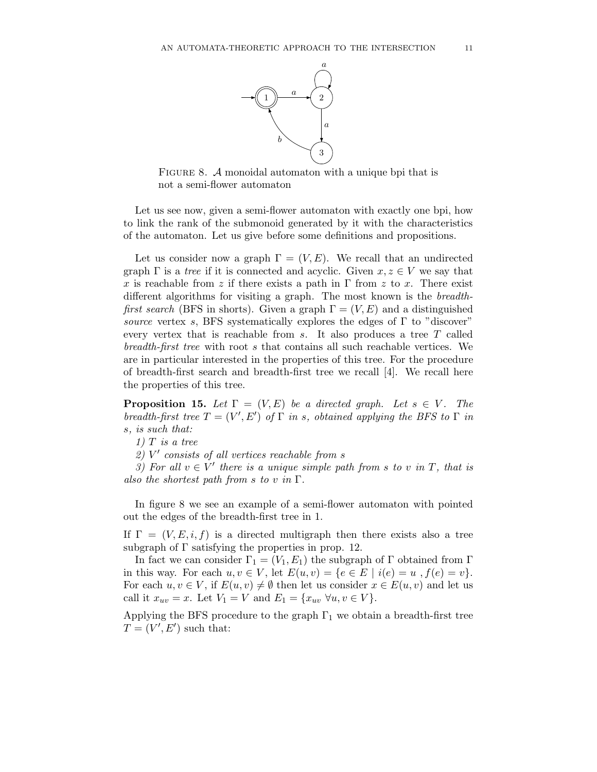FIGURE 8. $\mathcal{A}$ monoidal automaton with a unique bpi that is not a semi-flower automaton

Let us see now, given a semi-flower automaton with exactly one bpi, how to link the rank of the submonoid generated by it with the characteristics of the automaton. Let us give before some definitions and propositions.

Let us consider now a graph $\Gamma = (V, E)$. We recall that an undirected graph $\Gamma$ is a *tree* if it is connected and acyclic. Given $x, z \in V$ we say that $x$ is reachable from $z$ if there exists a path in $\Gamma$ from $z$ to $x$. There exist different algorithms for visiting a graph. The most known is the *breadth-first search* (BFS in shorts). Given a graph $\Gamma = (V, E)$ and a distinguished *source* vertex $s$, BFS systematically explores the edges of $\Gamma$ to "discover" every vertex that is reachable from $s$. It also produces a tree $T$ called *breadth-first tree* with root $s$ that contains all such reachable vertices. We are in particular interested in the properties of this tree. For the procedure of breadth-first search and breadth-first tree we recall [4]. We recall here the properties of this tree.

**Proposition 15.** *Let $\Gamma = (V, E)$ be a directed graph. Let $s \in V$. The breadth-first tree $T = (V', E')$ of $\Gamma$ in $s$, obtained applying the BFS to $\Gamma$ in $s$, is such that:*

*1) $T$ is a tree*

*2) $V'$ consists of all vertices reachable from $s$*

*3) For all $v \in V'$ there is a unique simple path from $s$ to $v$ in $T$, that is also the shortest path from $s$ to $v$ in $\Gamma$.*

In figure 8 we see an example of a semi-flower automaton with pointed out the edges of the breadth-first tree in 1.

If $\Gamma = (V, E, i, f)$ is a directed multigraph then there exists also a tree subgraph of $\Gamma$ satisfying the properties in prop. 12.

In fact we can consider $\Gamma_1 = (V_1, E_1)$ the subgraph of $\Gamma$ obtained from $\Gamma$ in this way. For each $u, v \in V$, let $E(u, v) = \{e \in E \mid i(e) = u\ , f(e) = v\}$. For each $u, v \in V$, if $E(u, v) \neq \emptyset$ then let us consider $x \in E(u, v)$ and let us call it $x_{uv} = x$. Let $V_1 = V$ and $E_1 = \{x_{uv}\ \forall u, v \in V\}$.

Applying the BFS procedure to the graph $\Gamma_1$ we obtain a breadth-first tree $T = (V', E')$ such that: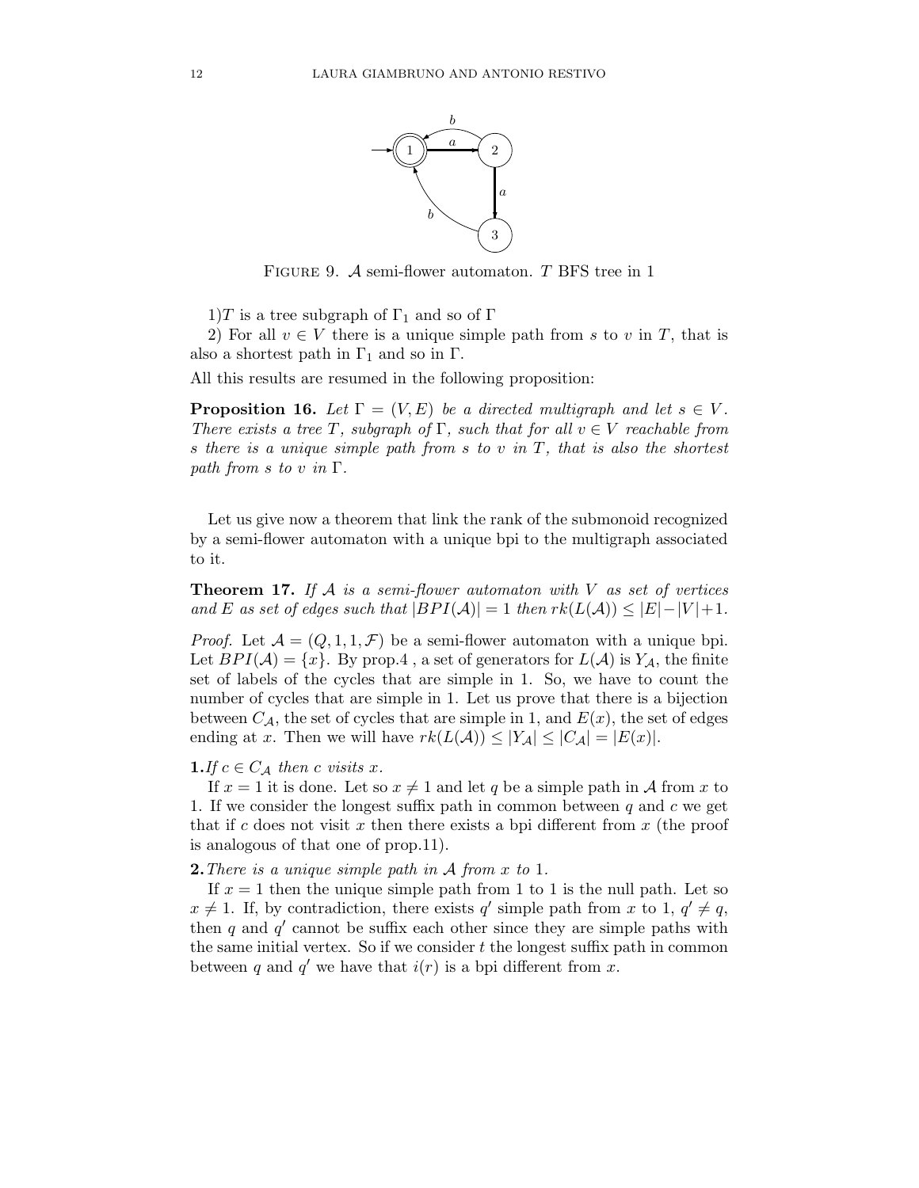FIGURE 9. $\mathcal{A}$ semi-flower automaton. $T$ BFS tree in 1

1)$T$ is a tree subgraph of $\Gamma_1$ and so of $\Gamma$

2) For all $v \in V$ there is a unique simple path from $s$ to $v$ in $T$, that is also a shortest path in $\Gamma_1$ and so in $\Gamma$.

All this results are resumed in the following proposition:

**Proposition 16.** *Let $\Gamma = (V, E)$ be a directed multigraph and let $s \in V$. There exists a tree $T$, subgraph of $\Gamma$, such that for all $v \in V$ reachable from $s$ there is a unique simple path from $s$ to $v$ in $T$, that is also the shortest path from $s$ to $v$ in $\Gamma$.*

Let us give now a theorem that link the rank of the submonoid recognized by a semi-flower automaton with a unique bpi to the multigraph associated to it.

**Theorem 17.** *If $\mathcal{A}$ is a semi-flower automaton with $V$ as set of vertices and $E$ as set of edges such that $|BPI(\mathcal{A})| = 1$ then $rk(L(\mathcal{A})) \leq |E| - |V| + 1$.*

*Proof.* Let $\mathcal{A} = (Q, 1, 1, \mathcal{F})$ be a semi-flower automaton with a unique bpi. Let $BPI(\mathcal{A}) = \{x\}$. By prop.4 , a set of generators for $L(\mathcal{A})$ is $Y_{\mathcal{A}}$, the finite set of labels of the cycles that are simple in 1. So, we have to count the number of cycles that are simple in 1. Let us prove that there is a bijection between $C_{\mathcal{A}}$, the set of cycles that are simple in 1, and $E(x)$, the set of edges ending at $x$. Then we will have $rk(L(\mathcal{A})) \leq |Y_{\mathcal{A}}| \leq |C_{\mathcal{A}}| = |E(x)|$.

**1.** *If $c \in C_{\mathcal{A}}$ then $c$ visits $x$.*

If $x = 1$ it is done. Let so $x \neq 1$ and let $q$ be a simple path in $\mathcal{A}$ from $x$ to 1. If we consider the longest suffix path in common between $q$ and $c$ we get that if $c$ does not visit $x$ then there exists a bpi different from $x$ (the proof is analogous of that one of prop.11).

**2.** *There is a unique simple path in $\mathcal{A}$ from $x$ to 1.*

If $x = 1$ then the unique simple path from 1 to 1 is the null path. Let so $x \neq 1$. If, by contradiction, there exists $q'$ simple path from $x$ to 1, $q' \neq q$, then $q$ and $q'$ cannot be suffix each other since they are simple paths with the same initial vertex. So if we consider $t$ the longest suffix path in common between $q$ and $q'$ we have that $i(r)$ is a bpi different from $x$.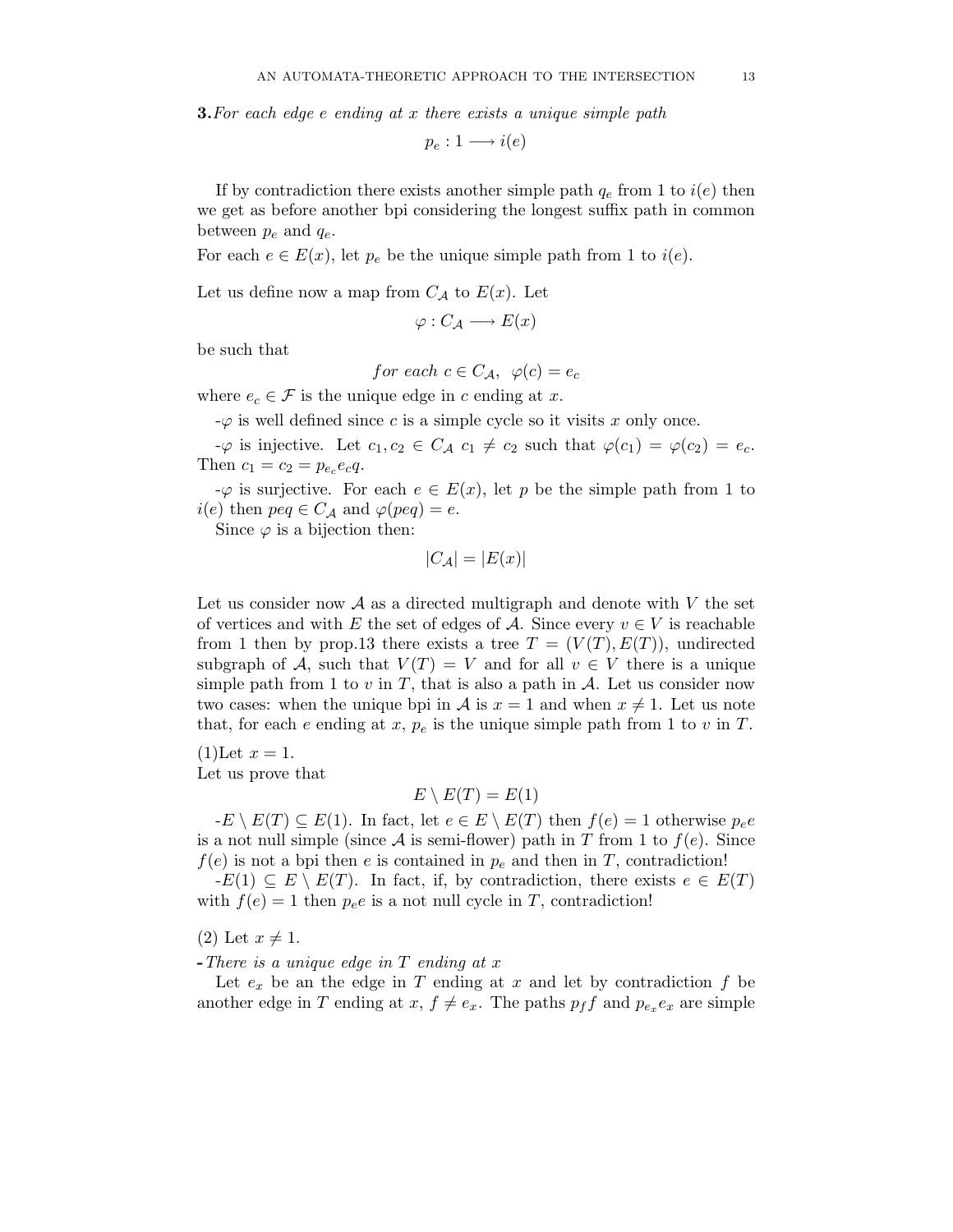**3.** *For each edge $e$ ending at $x$ there exists a unique simple path*

$$p_e : 1 \longrightarrow i(e)$$

If by contradiction there exists another simple path $q_e$ from 1 to $i(e)$ then we get as before another bpi considering the longest suffix path in common between $p_e$ and $q_e$.
For each $e \in E(x)$, let $p_e$ be the unique simple path from 1 to $i(e)$.

Let us define now a map from $C_{\mathcal{A}}$ to $E(x)$. Let

$$\varphi : C_{\mathcal{A}} \longrightarrow E(x)$$

be such that

$$for\ each\ c \in C_{\mathcal{A}},\ \ \varphi(c) = e_c$$

where $e_c \in \mathcal{F}$ is the unique edge in $c$ ending at $x$.

-$\varphi$ is well defined since $c$ is a simple cycle so it visits $x$ only once.

-$\varphi$ is injective. Let $c_1, c_2 \in C_{\mathcal{A}}$ $c_1 \neq c_2$ such that $\varphi(c_1) = \varphi(c_2) = e_c$. Then $c_1 = c_2 = p_{e_c} e_c q$.

-$\varphi$ is surjective. For each $e \in E(x)$, let $p$ be the simple path from 1 to $i(e)$ then $peq \in C_{\mathcal{A}}$ and $\varphi(peq) = e$.

Since $\varphi$ is a bijection then:

$$|C_{\mathcal{A}}| = |E(x)|$$

Let us consider now $\mathcal{A}$ as a directed multigraph and denote with $V$ the set of vertices and with $E$ the set of edges of $\mathcal{A}$. Since every $v \in V$ is reachable from 1 then by prop.13 there exists a tree $T = (V(T), E(T))$, undirected subgraph of $\mathcal{A}$, such that $V(T) = V$ and for all $v \in V$ there is a unique simple path from 1 to $v$ in $T$, that is also a path in $\mathcal{A}$. Let us consider now two cases: when the unique bpi in $\mathcal{A}$ is $x = 1$ and when $x \neq 1$. Let us note that, for each $e$ ending at $x$, $p_e$ is the unique simple path from 1 to $v$ in $T$.

(1)Let $x = 1$.
Let us prove that

$$E \setminus E(T) = E(1)$$

-$E \setminus E(T) \subseteq E(1)$. In fact, let $e \in E \setminus E(T)$ then $f(e) = 1$ otherwise $p_e e$ is a not null simple (since $\mathcal{A}$ is semi-flower) path in $T$ from 1 to $f(e)$. Since $f(e)$ is not a bpi then $e$ is contained in $p_e$ and then in $T$, contradiction!

-$E(1) \subseteq E \setminus E(T)$. In fact, if, by contradiction, there exists $e \in E(T)$ with $f(e) = 1$ then $p_e e$ is a not null cycle in $T$, contradiction!

(2) Let $x \neq 1$.

**-** *There is a unique edge in $T$ ending at $x$*

Let $e_x$ be an the edge in $T$ ending at $x$ and let by contradiction $f$ be another edge in $T$ ending at $x$, $f \neq e_x$. The paths $p_f f$ and $p_{e_x} e_x$ are simple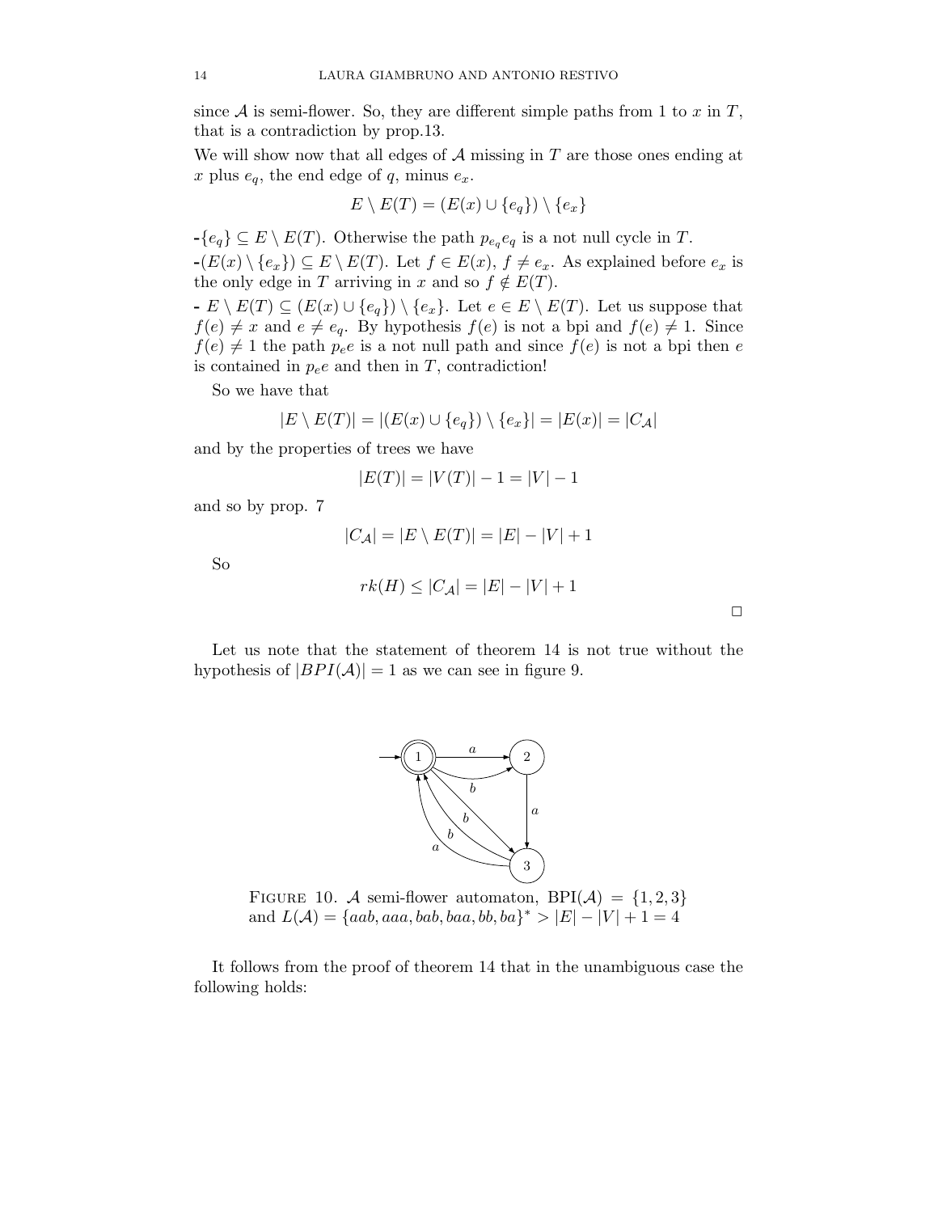since $\mathcal{A}$ is semi-flower. So, they are different simple paths from 1 to $x$ in $T$, that is a contradiction by prop.13.

We will show now that all edges of $\mathcal{A}$ missing in $T$ are those ones ending at $x$ plus $e_q$, the end edge of $q$, minus $e_x$.

$$E \setminus E(T) = (E(x) \cup \{e_q\}) \setminus \{e_x\}$$

-$\{e_q\} \subseteq E \setminus E(T)$. Otherwise the path $p_{e_q}e_q$ is a not null cycle in $T$.

-$(E(x) \setminus \{e_x\}) \subseteq E \setminus E(T)$. Let $f \in E(x)$, $f \neq e_x$. As explained before $e_x$ is the only edge in $T$ arriving in $x$ and so $f \notin E(T)$.

- $E \setminus E(T) \subseteq (E(x) \cup \{e_q\}) \setminus \{e_x\}$. Let $e \in E \setminus E(T)$. Let us suppose that $f(e) \neq x$ and $e \neq e_q$. By hypothesis $f(e)$ is not a bpi and $f(e) \neq 1$. Since $f(e) \neq 1$ the path $p_e e$ is a not null path and since $f(e)$ is not a bpi then $e$ is contained in $p_e e$ and then in $T$, contradiction!

So we have that

$$|E \setminus E(T)| = |(E(x) \cup \{e_q\}) \setminus \{e_x\}| = |E(x)| = |C_{\mathcal{A}}|$$

and by the properties of trees we have

$$|E(T)| = |V(T)| - 1 = |V| - 1$$

and so by prop. 7

$$|C_{\mathcal{A}}| = |E \setminus E(T)| = |E| - |V| + 1$$

So

$$rk(H) \leq |C_{\mathcal{A}}| = |E| - |V| + 1$$

□

Let us note that the statement of theorem 14 is not true without the hypothesis of $|BPI(\mathcal{A})| = 1$ as we can see in figure 9.

FIGURE 10. $\mathcal{A}$ semi-flower automaton, $\mathrm{BPI}(\mathcal{A}) = \{1, 2, 3\}$ and $L(\mathcal{A}) = \{aab, aaa, bab, baa, bb, ba\}^* > |E| - |V| + 1 = 4$

It follows from the proof of theorem 14 that in the unambiguous case the following holds: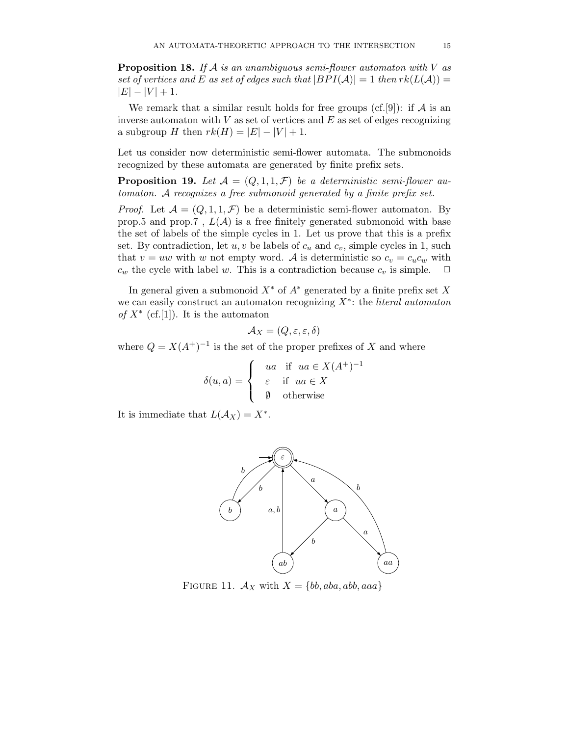**Proposition 18.** *If $\mathcal{A}$ is an unambiguous semi-flower automaton with $V$ as set of vertices and $E$ as set of edges such that $|BPI(\mathcal{A})| = 1$ then $rk(L(\mathcal{A})) = |E| - |V| + 1$.*

We remark that a similar result holds for free groups (cf.[9]): if $\mathcal{A}$ is an inverse automaton with $V$ as set of vertices and $E$ as set of edges recognizing a subgroup $H$ then $rk(H) = |E| - |V| + 1$.

Let us consider now deterministic semi-flower automata. The submonoids recognized by these automata are generated by finite prefix sets.

**Proposition 19.** *Let $\mathcal{A} = (Q, 1, 1, \mathcal{F})$ be a deterministic semi-flower automaton. $\mathcal{A}$ recognizes a free submonoid generated by a finite prefix set.*

*Proof.* Let $\mathcal{A} = (Q, 1, 1, \mathcal{F})$ be a deterministic semi-flower automaton. By prop.5 and prop.7 , $L(\mathcal{A})$ is a free finitely generated submonoid with base the set of labels of the simple cycles in 1. Let us prove that this is a prefix set. By contradiction, let $u, v$ be labels of $c_u$ and $c_v$, simple cycles in 1, such that $v = uw$ with $w$ not empty word. $\mathcal{A}$ is deterministic so $c_v = c_u c_w$ with $c_w$ the cycle with label $w$. This is a contradiction because $c_v$ is simple. $\square$

In general given a submonoid $X^*$ of $A^*$ generated by a finite prefix set $X$ we can easily construct an automaton recognizing $X^*$: the *literal automaton of* $X^*$ (cf.[1]). It is the automaton

$$\mathcal{A}_X = (Q, \varepsilon, \varepsilon, \delta)$$

where $Q = X(A^+)^{-1}$ is the set of the proper prefixes of $X$ and where

$$\delta(u, a) = \begin{cases} ua & \text{if } ua \in X(A^+)^{-1} \\ \varepsilon & \text{if } ua \in X \\ \emptyset & \text{otherwise} \end{cases}$$

It is immediate that $L(\mathcal{A}_X) = X^*$.

FIGURE 11. $\mathcal{A}_X$ with $X = \{bb, aba, abb, aaa\}$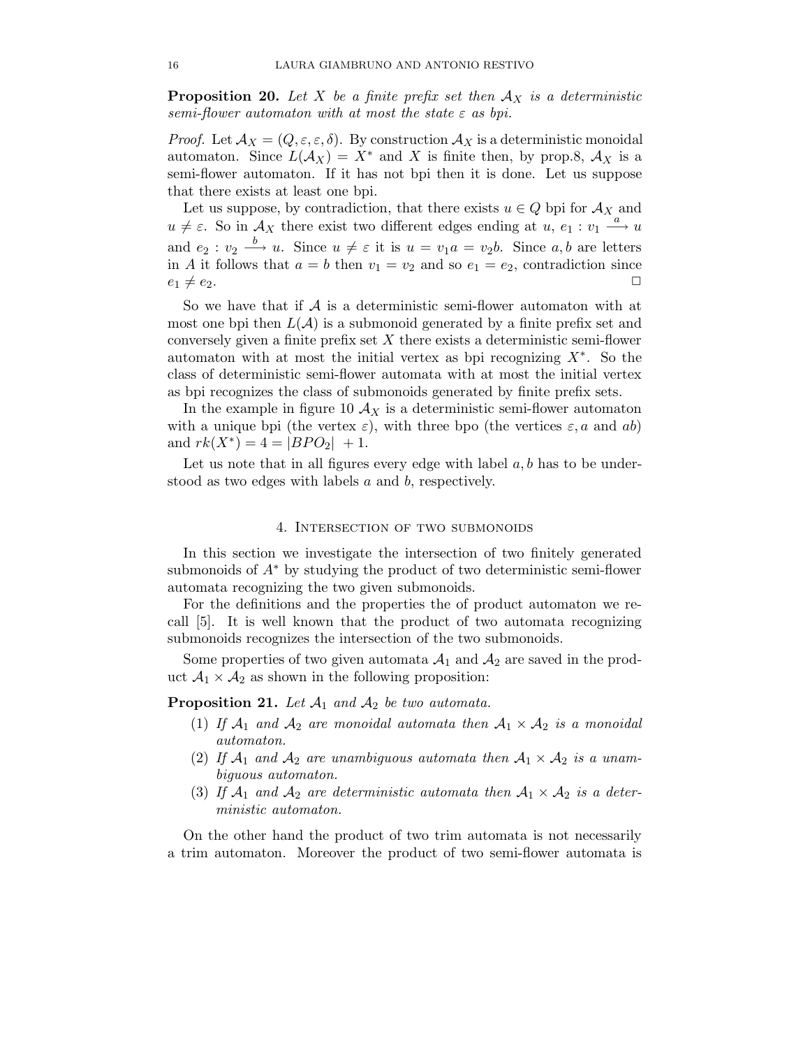**Proposition 20.** *Let $X$ be a finite prefix set then $\mathcal{A}_X$ is a deterministic semi-flower automaton with at most the state $\varepsilon$ as bpi.*

*Proof.* Let $\mathcal{A}_X = (Q, \varepsilon, \varepsilon, \delta)$. By construction $\mathcal{A}_X$ is a deterministic monoidal automaton. Since $L(\mathcal{A}_X) = X^*$ and $X$ is finite then, by prop.8, $\mathcal{A}_X$ is a semi-flower automaton. If it has not bpi then it is done. Let us suppose that there exists at least one bpi.

Let us suppose, by contradiction, that there exists $u \in Q$ bpi for $\mathcal{A}_X$ and $u \neq \varepsilon$. So in $\mathcal{A}_X$ there exist two different edges ending at $u$, $e_1 : v_1 \xrightarrow{a} u$ and $e_2 : v_2 \xrightarrow{b} u$. Since $u \neq \varepsilon$ it is $u = v_1 a = v_2 b$. Since $a, b$ are letters in $A$ it follows that $a = b$ then $v_1 = v_2$ and so $e_1 = e_2$, contradiction since $e_1 \neq e_2$. $\square$

So we have that if $\mathcal{A}$ is a deterministic semi-flower automaton with at most one bpi then $L(\mathcal{A})$ is a submonoid generated by a finite prefix set and conversely given a finite prefix set $X$ there exists a deterministic semi-flower automaton with at most the initial vertex as bpi recognizing $X^*$. So the class of deterministic semi-flower automata with at most the initial vertex as bpi recognizes the class of submonoids generated by finite prefix sets.

In the example in figure 10 $\mathcal{A}_X$ is a deterministic semi-flower automaton with a unique bpi (the vertex $\varepsilon$), with three bpo (the vertices $\varepsilon, a$ and $ab$) and $rk(X^*) = 4 = |BPO_2| + 1$.

Let us note that in all figures every edge with label $a, b$ has to be understood as two edges with labels $a$ and $b$, respectively.

## 4. Intersection of two submonoids

In this section we investigate the intersection of two finitely generated submonoids of $A^*$ by studying the product of two deterministic semi-flower automata recognizing the two given submonoids.

For the definitions and the properties the of product automaton we recall [5]. It is well known that the product of two automata recognizing submonoids recognizes the intersection of the two submonoids.

Some properties of two given automata $\mathcal{A}_1$ and $\mathcal{A}_2$ are saved in the product $\mathcal{A}_1 \times \mathcal{A}_2$ as shown in the following proposition:

**Proposition 21.** *Let $\mathcal{A}_1$ and $\mathcal{A}_2$ be two automata.*

1. *If $\mathcal{A}_1$ and $\mathcal{A}_2$ are monoidal automata then $\mathcal{A}_1 \times \mathcal{A}_2$ is a monoidal automaton.*
2. *If $\mathcal{A}_1$ and $\mathcal{A}_2$ are unambiguous automata then $\mathcal{A}_1 \times \mathcal{A}_2$ is a unambiguous automaton.*
3. *If $\mathcal{A}_1$ and $\mathcal{A}_2$ are deterministic automata then $\mathcal{A}_1 \times \mathcal{A}_2$ is a deterministic automaton.*

On the other hand the product of two trim automata is not necessarily a trim automaton. Moreover the product of two semi-flower automata is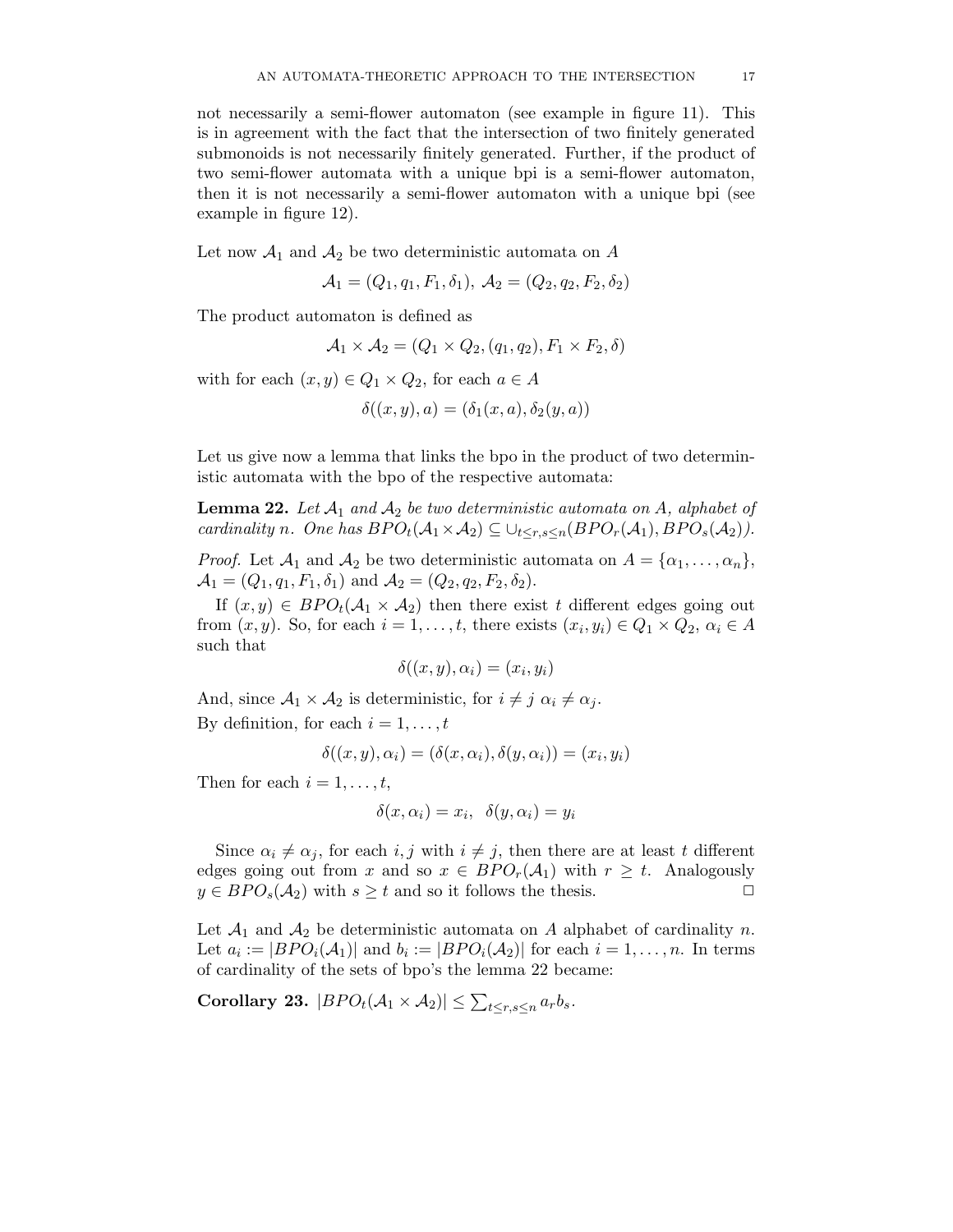not necessarily a semi-flower automaton (see example in figure 11). This is in agreement with the fact that the intersection of two finitely generated submonoids is not necessarily finitely generated. Further, if the product of two semi-flower automata with a unique bpi is a semi-flower automaton, then it is not necessarily a semi-flower automaton with a unique bpi (see example in figure 12).

Let now $\mathcal{A}_1$ and $\mathcal{A}_2$ be two deterministic automata on $A$

$$\mathcal{A}_1 = (Q_1, q_1, F_1, \delta_1),\ \mathcal{A}_2 = (Q_2, q_2, F_2, \delta_2)$$

The product automaton is defined as

$$\mathcal{A}_1 \times \mathcal{A}_2 = (Q_1 \times Q_2, (q_1, q_2), F_1 \times F_2, \delta)$$

with for each $(x, y) \in Q_1 \times Q_2$, for each $a \in A$

$$\delta((x, y), a) = (\delta_1(x, a), \delta_2(y, a))$$

Let us give now a lemma that links the bpo in the product of two deterministic automata with the bpo of the respective automata:

**Lemma 22.** *Let $\mathcal{A}_1$ and $\mathcal{A}_2$ be two deterministic automata on $A$, alphabet of cardinality $n$. One has $BPO_t(\mathcal{A}_1 \times \mathcal{A}_2) \subseteq \cup_{t \leq r,s \leq n}(BPO_r(\mathcal{A}_1), BPO_s(\mathcal{A}_2))$.*

*Proof.* Let $\mathcal{A}_1$ and $\mathcal{A}_2$ be two deterministic automata on $A = \{\alpha_1, \ldots, \alpha_n\}$, $\mathcal{A}_1 = (Q_1, q_1, F_1, \delta_1)$ and $\mathcal{A}_2 = (Q_2, q_2, F_2, \delta_2)$.

If $(x, y) \in BPO_t(\mathcal{A}_1 \times \mathcal{A}_2)$ then there exist $t$ different edges going out from $(x, y)$. So, for each $i = 1, \ldots, t$, there exists $(x_i, y_i) \in Q_1 \times Q_2$, $\alpha_i \in A$ such that

$$\delta((x, y), \alpha_i) = (x_i, y_i)$$

And, since $\mathcal{A}_1 \times \mathcal{A}_2$ is deterministic, for $i \neq j$ $\alpha_i \neq \alpha_j$.
By definition, for each $i = 1, \ldots, t$

$$\delta((x, y), \alpha_i) = (\delta(x, \alpha_i), \delta(y, \alpha_i)) = (x_i, y_i)$$

Then for each $i = 1, \ldots, t$,

$$\delta(x, \alpha_i) = x_i, \ \ \delta(y, \alpha_i) = y_i$$

Since $\alpha_i \neq \alpha_j$, for each $i, j$ with $i \neq j$, then there are at least $t$ different edges going out from $x$ and so $x \in BPO_r(\mathcal{A}_1)$ with $r \geq t$. Analogously $y \in BPO_s(\mathcal{A}_2)$ with $s \geq t$ and so it follows the thesis. □

Let $\mathcal{A}_1$ and $\mathcal{A}_2$ be deterministic automata on $A$ alphabet of cardinality $n$. Let $a_i := |BPO_i(\mathcal{A}_1)|$ and $b_i := |BPO_i(\mathcal{A}_2)|$ for each $i = 1, \ldots, n$. In terms of cardinality of the sets of bpo's the lemma 22 became:

**Corollary 23.** $|BPO_t(\mathcal{A}_1 \times \mathcal{A}_2)| \leq \sum_{t \leq r,s \leq n} a_r b_s$.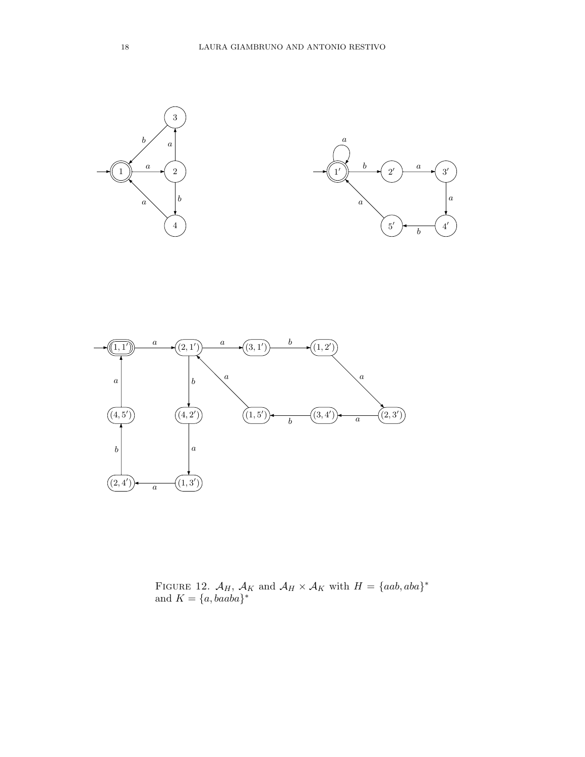Figure 12. $\mathcal{A}_H$, $\mathcal{A}_K$ and $\mathcal{A}_H \times \mathcal{A}_K$ with $H = \{aab, aba\}^*$ and $K = \{a, baaba\}^*$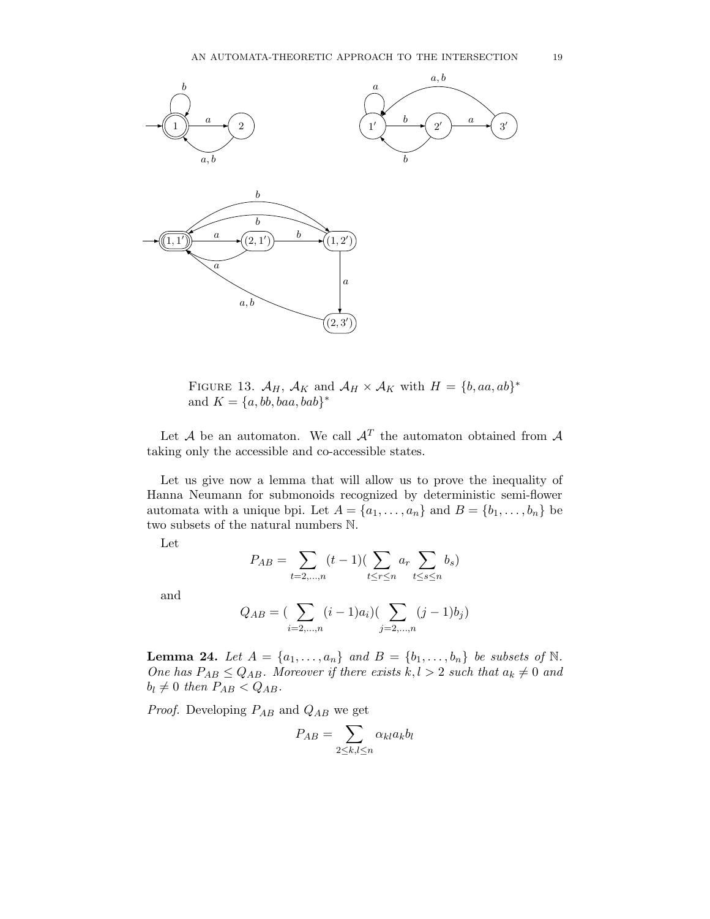FIGURE 13. $\mathcal{A}_H$, $\mathcal{A}_K$ and $\mathcal{A}_H \times \mathcal{A}_K$ with $H = \{b, aa, ab\}^*$ and $K = \{a, bb, baa, bab\}^*$

Let $\mathcal{A}$ be an automaton. We call $\mathcal{A}^T$ the automaton obtained from $\mathcal{A}$ taking only the accessible and co-accessible states.

Let us give now a lemma that will allow us to prove the inequality of Hanna Neumann for submonoids recognized by deterministic semi-flower automata with a unique bpi. Let $A = \{a_1, \ldots, a_n\}$ and $B = \{b_1, \ldots, b_n\}$ be two subsets of the natural numbers $\mathbb{N}$.

Let

$$P_{AB} = \sum_{t=2,\ldots,n} (t-1)\left(\sum_{t \leq r \leq n} a_r \sum_{t \leq s \leq n} b_s\right)$$

and

$$Q_{AB} = \left(\sum_{i=2,\ldots,n} (i-1)a_i\right)\left(\sum_{j=2,\ldots,n} (j-1)b_j\right)$$

**Lemma 24.** *Let $A = \{a_1, \ldots, a_n\}$ and $B = \{b_1, \ldots, b_n\}$ be subsets of $\mathbb{N}$. One has $P_{AB} \leq Q_{AB}$. Moreover if there exists $k, l > 2$ such that $a_k \neq 0$ and $b_l \neq 0$ then $P_{AB} < Q_{AB}$.*

*Proof.* Developing $P_{AB}$ and $Q_{AB}$ we get

$$P_{AB} = \sum_{2 \leq k,l \leq n} \alpha_{kl} a_k b_l$$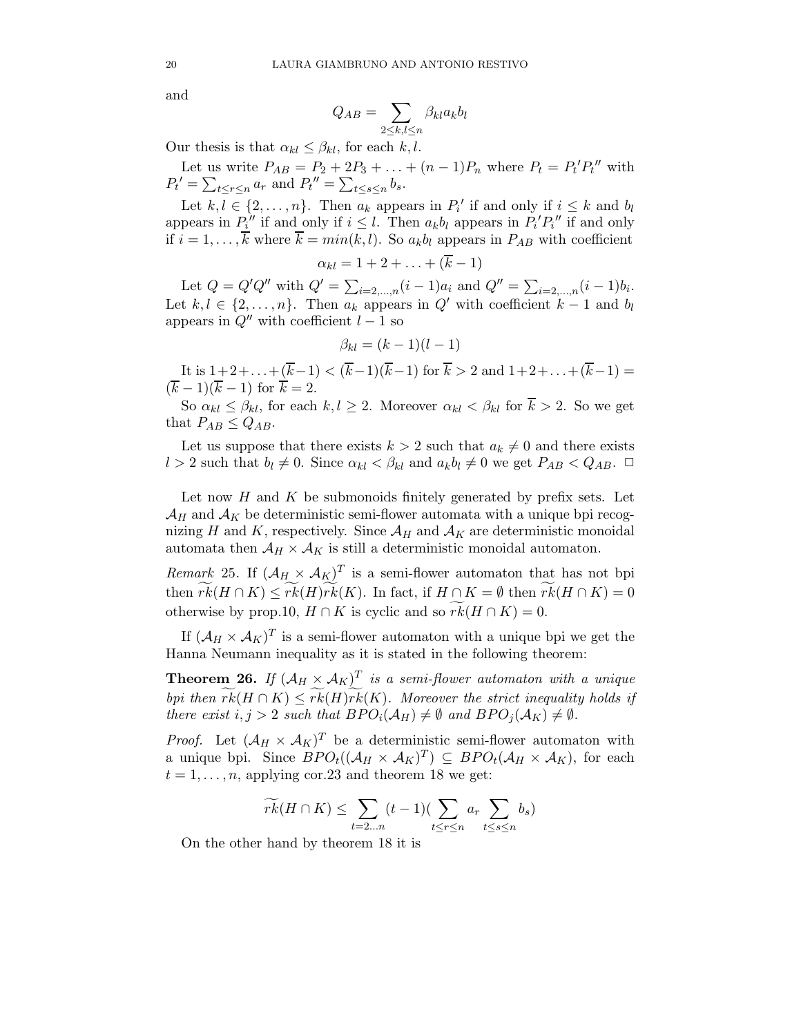and

$$Q_{AB} = \sum_{2\le k,l\le n} \beta_{kl} a_k b_l$$

Our thesis is that $\alpha_{kl} \le \beta_{kl}$, for each $k, l$.

Let us write $P_{AB} = P_2 + 2P_3 + \ldots + (n-1)P_n$ where $P_t = P_t' P_t''$ with $P_t' = \sum_{t\le r\le n} a_r$ and $P_t'' = \sum_{t\le s\le n} b_s$.

Let $k, l \in \{2, \ldots, n\}$. Then $a_k$ appears in $P_i'$ if and only if $i \le k$ and $b_l$ appears in $P_i''$ if and only if $i \le l$. Then $a_k b_l$ appears in $P_i' P_i''$ if and only if $i = 1, \ldots, \overline{k}$ where $\overline{k} = min(k, l)$. So $a_k b_l$ appears in $P_{AB}$ with coefficient

$$\alpha_{kl} = 1 + 2 + \ldots + (\overline{k} - 1)$$

Let $Q = Q'Q''$ with $Q' = \sum_{i=2,\ldots,n}(i-1)a_i$ and $Q'' = \sum_{i=2,\ldots,n}(i-1)b_i$. Let $k, l \in \{2, \ldots, n\}$. Then $a_k$ appears in $Q'$ with coefficient $k-1$ and $b_l$ appears in $Q''$ with coefficient $l-1$ so

$$\beta_{kl} = (k-1)(l-1)$$

It is $1+2+\ldots+(\overline{k}-1) < (\overline{k}-1)(\overline{k}-1)$ for $\overline{k} > 2$ and $1+2+\ldots+(\overline{k}-1) = (\overline{k}-1)(\overline{k}-1)$ for $\overline{k} = 2$.

So $\alpha_{kl} \le \beta_{kl}$, for each $k, l \ge 2$. Moreover $\alpha_{kl} < \beta_{kl}$ for $\overline{k} > 2$. So we get that $P_{AB} \le Q_{AB}$.

Let us suppose that there exists $k > 2$ such that $a_k \ne 0$ and there exists $l > 2$ such that $b_l \ne 0$. Since $\alpha_{kl} < \beta_{kl}$ and $a_k b_l \ne 0$ we get $P_{AB} < Q_{AB}$. □

Let now $H$ and $K$ be submonoids finitely generated by prefix sets. Let $\mathcal{A}_H$ and $\mathcal{A}_K$ be deterministic semi-flower automata with a unique bpi recognizing $H$ and $K$, respectively. Since $\mathcal{A}_H$ and $\mathcal{A}_K$ are deterministic monoidal automata then $\mathcal{A}_H \times \mathcal{A}_K$ is still a deterministic monoidal automaton.

*Remark* 25. If $(\mathcal{A}_H \times \mathcal{A}_K)^T$ is a semi-flower automaton that has not bpi then $\widetilde{rk}(H \cap K) \le \widetilde{rk}(H)\widetilde{rk}(K)$. In fact, if $H \cap K = \emptyset$ then $\widetilde{rk}(H \cap K) = 0$ otherwise by prop.10, $H \cap K$ is cyclic and so $\widetilde{rk}(H \cap K) = 0$.

If $(\mathcal{A}_H \times \mathcal{A}_K)^T$ is a semi-flower automaton with a unique bpi we get the Hanna Neumann inequality as it is stated in the following theorem:

**Theorem 26.** *If $(\mathcal{A}_H \times \mathcal{A}_K)^T$ is a semi-flower automaton with a unique bpi then $\widetilde{rk}(H \cap K) \le \widetilde{rk}(H)\widetilde{rk}(K)$. Moreover the strict inequality holds if there exist $i, j > 2$ such that $BPO_i(\mathcal{A}_H) \ne \emptyset$ and $BPO_j(\mathcal{A}_K) \ne \emptyset$.*

*Proof.* Let $(\mathcal{A}_H \times \mathcal{A}_K)^T$ be a deterministic semi-flower automaton with a unique bpi. Since $BPO_t((\mathcal{A}_H \times \mathcal{A}_K)^T) \subseteq BPO_t(\mathcal{A}_H \times \mathcal{A}_K)$, for each $t = 1, \ldots, n$, applying cor.23 and theorem 18 we get:

$$\widetilde{rk}(H \cap K) \le \sum_{t=2\ldots n}(t-1)\Big(\sum_{t\le r\le n} a_r \sum_{t\le s\le n} b_s\Big)$$

On the other hand by theorem 18 it is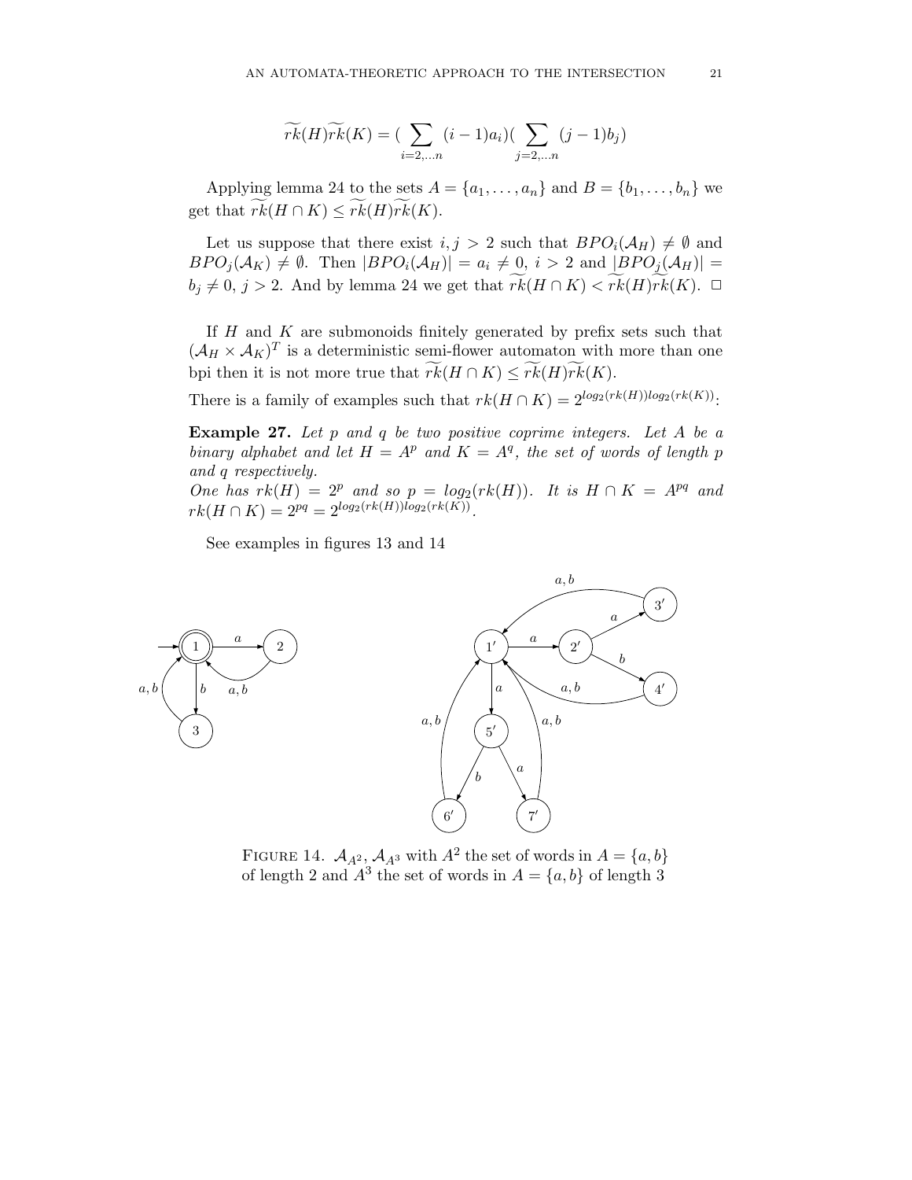$$\widetilde{rk}(H)\widetilde{rk}(K) = (\sum_{i=2,\dots n}(i-1)a_i)(\sum_{j=2,\dots n}(j-1)b_j)$$

Applying lemma 24 to the sets $A = \{a_1, \dots, a_n\}$ and $B = \{b_1, \dots, b_n\}$ we get that $\widetilde{rk}(H \cap K) \leq \widetilde{rk}(H)\widetilde{rk}(K)$.

Let us suppose that there exist $i, j > 2$ such that $BPO_i(\mathcal{A}_H) \neq \emptyset$ and $BPO_j(\mathcal{A}_K) \neq \emptyset$. Then $|BPO_i(\mathcal{A}_H)| = a_i \neq 0$, $i > 2$ and $|BPO_j(\mathcal{A}_H)| = b_j \neq 0$, $j > 2$. And by lemma 24 we get that $\widetilde{rk}(H \cap K) < \widetilde{rk}(H)\widetilde{rk}(K)$. $\square$

If $H$ and $K$ are submonoids finitely generated by prefix sets such that $(\mathcal{A}_H \times \mathcal{A}_K)^T$ is a deterministic semi-flower automaton with more than one bpi then it is not more true that $\widetilde{rk}(H \cap K) \leq \widetilde{rk}(H)\widetilde{rk}(K)$.

There is a family of examples such that $rk(H \cap K) = 2^{log_2(rk(H)) log_2(rk(K))}$:

**Example 27.** *Let $p$ and $q$ be two positive coprime integers. Let $A$ be a binary alphabet and let $H = A^p$ and $K = A^q$, the set of words of length $p$ and $q$ respectively.*
*One has $rk(H) = 2^p$ and so $p = log_2(rk(H))$. It is $H \cap K = A^{pq}$ and $rk(H \cap K) = 2^{pq} = 2^{log_2(rk(H)) log_2(rk(K))}$.*

See examples in figures 13 and 14

FIGURE 14. $\mathcal{A}_{A^2}, \mathcal{A}_{A^3}$ with $A^2$ the set of words in $A = \{a, b\}$ of length 2 and $A^3$ the set of words in $A = \{a, b\}$ of length 3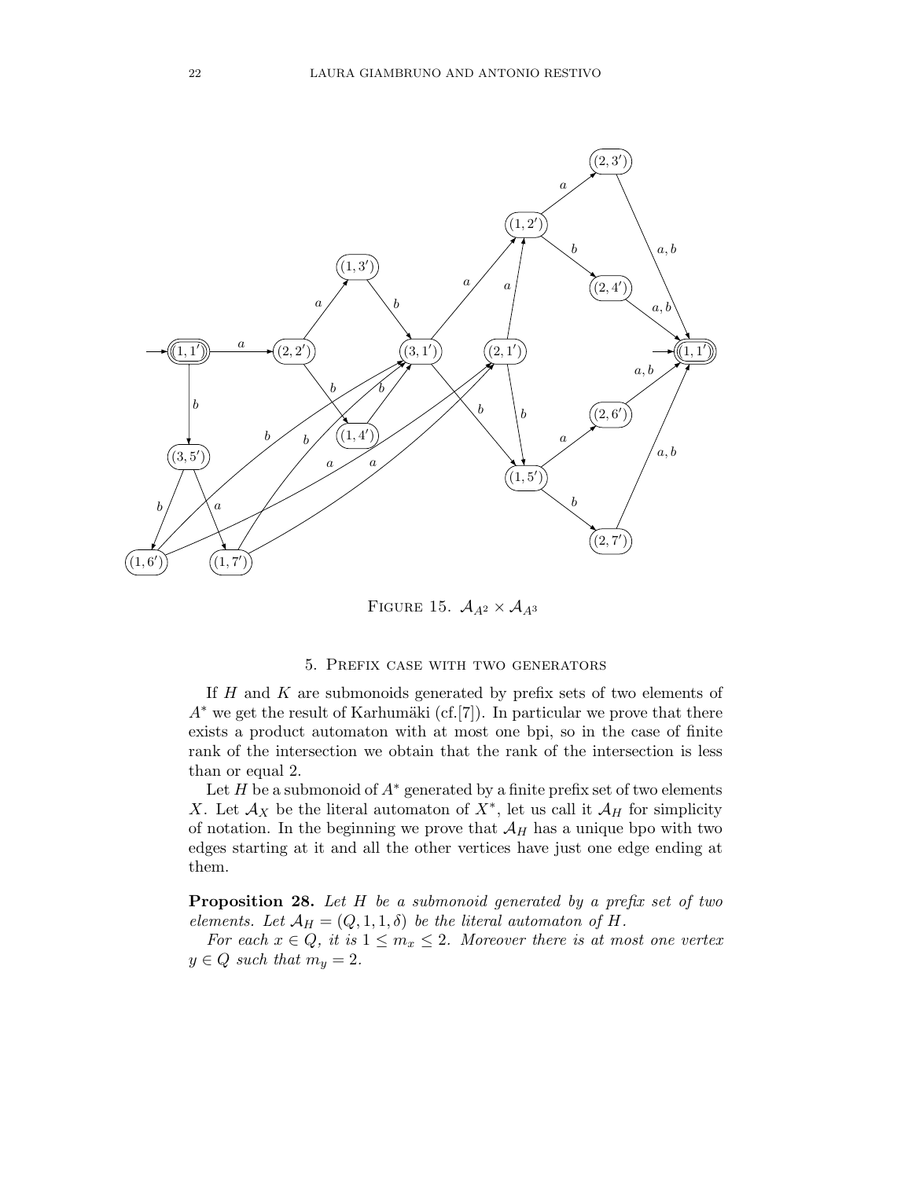FIGURE 15. $\mathcal{A}_{A^2} \times \mathcal{A}_{A^3}$

## 5. Prefix case with two generators

If $H$ and $K$ are submonoids generated by prefix sets of two elements of $A^*$ we get the result of Karhumäki (cf.[7]). In particular we prove that there exists a product automaton with at most one bpi, so in the case of finite rank of the intersection we obtain that the rank of the intersection is less than or equal 2.

Let $H$ be a submonoid of $A^*$ generated by a finite prefix set of two elements $X$. Let $\mathcal{A}_X$ be the literal automaton of $X^*$, let us call it $\mathcal{A}_H$ for simplicity of notation. In the beginning we prove that $\mathcal{A}_H$ has a unique bpo with two edges starting at it and all the other vertices have just one edge ending at them.

**Proposition 28.** *Let $H$ be a submonoid generated by a prefix set of two elements. Let $\mathcal{A}_H = (Q, 1, 1, \delta)$ be the literal automaton of $H$.*

*For each $x \in Q$, it is $1 \leq m_x \leq 2$. Moreover there is at most one vertex $y \in Q$ such that $m_y = 2$.*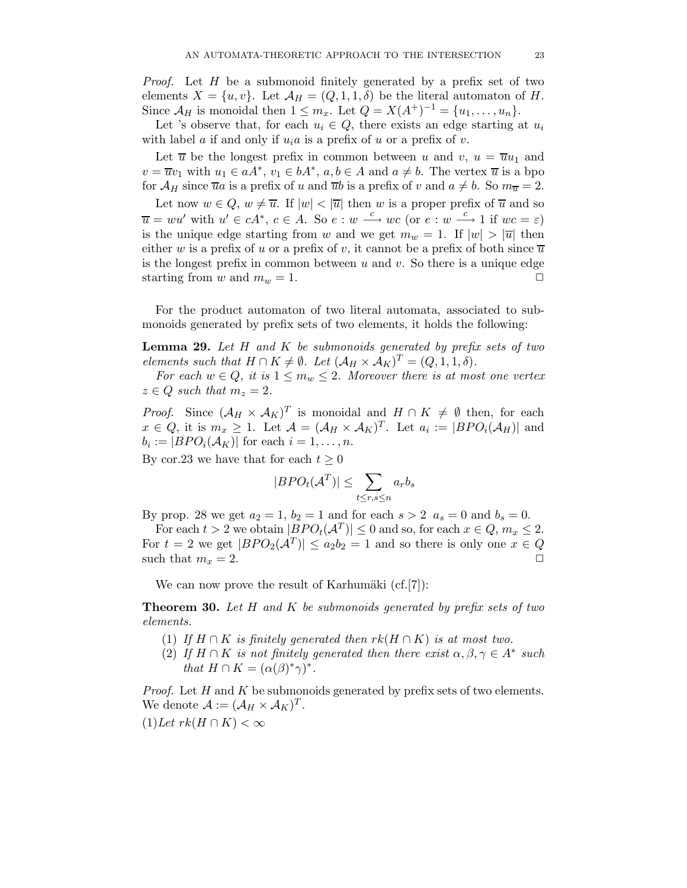*Proof.* Let $H$ be a submonoid finitely generated by a prefix set of two elements $X = \{u, v\}$. Let $\mathcal{A}_H = (Q, 1, 1, \delta)$ be the literal automaton of $H$. Since $\mathcal{A}_H$ is monoidal then $1 \leq m_x$. Let $Q = X(A^+)^{-1} = \{u_1, \ldots, u_n\}$.

Let 's observe that, for each $u_i \in Q$, there exists an edge starting at $u_i$ with label $a$ if and only if $u_i a$ is a prefix of $u$ or a prefix of $v$.

Let $\overline{u}$ be the longest prefix in common between $u$ and $v$, $u = \overline{u}u_1$ and $v = \overline{u}v_1$ with $u_1 \in aA^*$, $v_1 \in bA^*$, $a, b \in A$ and $a \neq b$. The vertex $\overline{u}$ is a bpo for $\mathcal{A}_H$ since $\overline{u}a$ is a prefix of $u$ and $\overline{u}b$ is a prefix of $v$ and $a \neq b$. So $m_{\overline{u}} = 2$.

Let now $w \in Q$, $w \neq \overline{u}$. If $|w| < |\overline{u}|$ then $w$ is a proper prefix of $\overline{u}$ and so $\overline{u} = wu'$ with $u' \in cA^*$, $c \in A$. So $e : w \xrightarrow{c} wc$ (or $e : w \xrightarrow{c} 1$ if $wc = \varepsilon$) is the unique edge starting from $w$ and we get $m_w = 1$. If $|w| > |\overline{u}|$ then either $w$ is a prefix of $u$ or a prefix of $v$, it cannot be a prefix of both since $\overline{u}$ is the longest prefix in common between $u$ and $v$. So there is a unique edge starting from $w$ and $m_w = 1$. $\square$

For the product automaton of two literal automata, associated to submonoids generated by prefix sets of two elements, it holds the following:

**Lemma 29.** *Let $H$ and $K$ be submonoids generated by prefix sets of two elements such that $H \cap K \neq \emptyset$. Let $(\mathcal{A}_H \times \mathcal{A}_K)^T = (Q, 1, 1, \delta)$.*

*For each $w \in Q$, it is $1 \leq m_w \leq 2$. Moreover there is at most one vertex $z \in Q$ such that $m_z = 2$.*

*Proof.* Since $(\mathcal{A}_H \times \mathcal{A}_K)^T$ is monoidal and $H \cap K \neq \emptyset$ then, for each $x \in Q$, it is $m_x \geq 1$. Let $\mathcal{A} = (\mathcal{A}_H \times \mathcal{A}_K)^T$. Let $a_i := |BPO_i(\mathcal{A}_H)|$ and $b_i := |BPO_i(\mathcal{A}_K)|$ for each $i = 1, \ldots, n$.
By cor.23 we have that for each $t \geq 0$

$$|BPO_t(\mathcal{A}^T)| \leq \sum_{t \leq r, s \leq n} a_r b_s$$

By prop. 28 we get $a_2 = 1$, $b_2 = 1$ and for each $s > 2$ $a_s = 0$ and $b_s = 0$.

For each $t > 2$ we obtain $|BPO_t(\mathcal{A}^T)| \leq 0$ and so, for each $x \in Q$, $m_x \leq 2$. For $t = 2$ we get $|BPO_2(\mathcal{A}^T)| \leq a_2 b_2 = 1$ and so there is only one $x \in Q$ such that $m_x = 2$. $\square$

We can now prove the result of Karhumäki (cf.[7]):

**Theorem 30.** *Let $H$ and $K$ be submonoids generated by prefix sets of two elements.*

1. *If $H \cap K$ is finitely generated then $rk(H \cap K)$ is at most two.*
2. *If $H \cap K$ is not finitely generated then there exist $\alpha, \beta, \gamma \in A^*$ such that $H \cap K = (\alpha(\beta)^*\gamma)^*$.*

*Proof.* Let $H$ and $K$ be submonoids generated by prefix sets of two elements. We denote $\mathcal{A} := (\mathcal{A}_H \times \mathcal{A}_K)^T$.

(1)*Let $rk(H \cap K) < \infty$*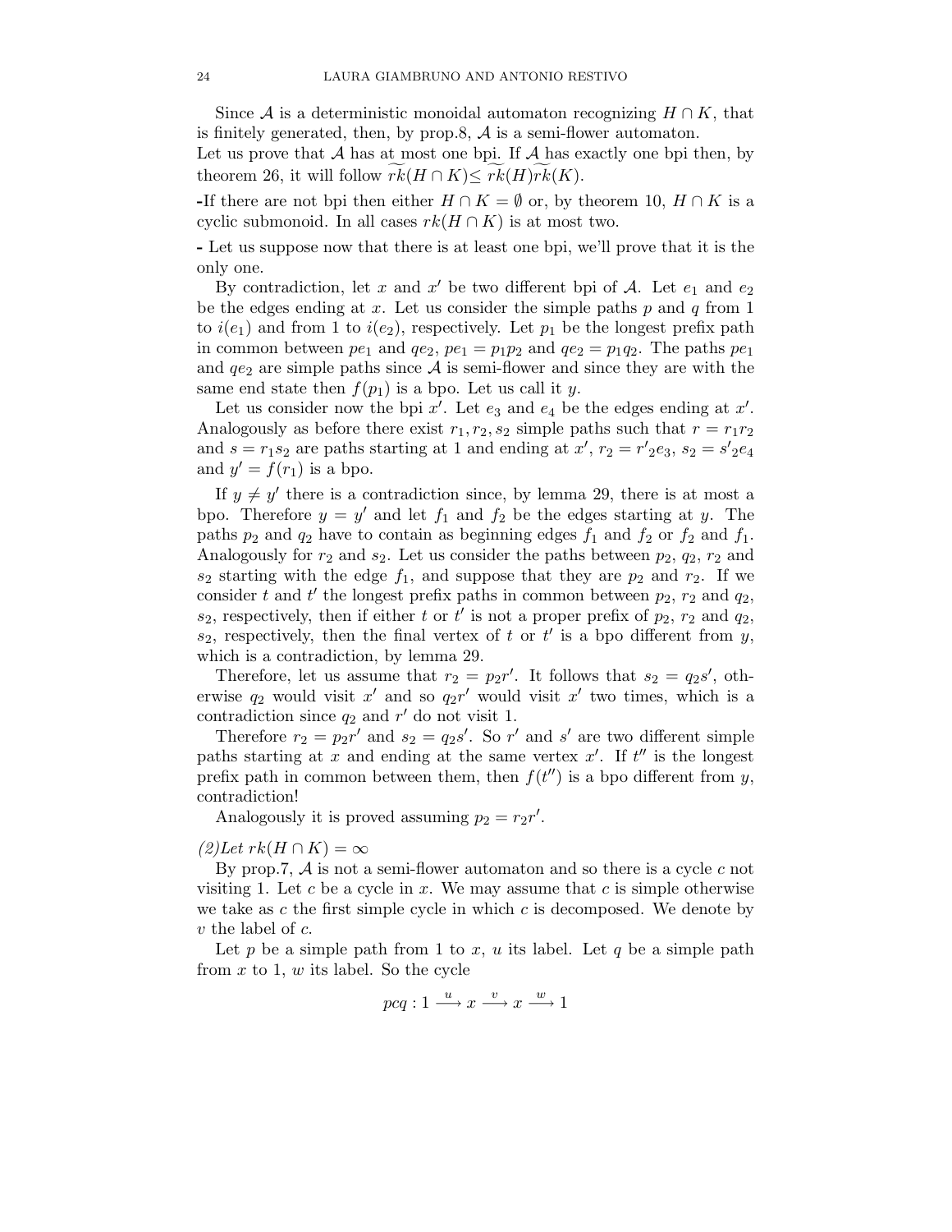Since $\mathcal{A}$ is a deterministic monoidal automaton recognizing $H \cap K$, that is finitely generated, then, by prop.8, $\mathcal{A}$ is a semi-flower automaton.
Let us prove that $\mathcal{A}$ has at most one bpi. If $\mathcal{A}$ has exactly one bpi then, by theorem 26, it will follow $\widetilde{rk}(H \cap K) \leq \widetilde{rk}(H)\widetilde{rk}(K)$.

-If there are not bpi then either $H \cap K = \emptyset$ or, by theorem 10, $H \cap K$ is a cyclic submonoid. In all cases $rk(H \cap K)$ is at most two.

- Let us suppose now that there is at least one bpi, we'll prove that it is the only one.

By contradiction, let $x$ and $x'$ be two different bpi of $\mathcal{A}$. Let $e_1$ and $e_2$ be the edges ending at $x$. Let us consider the simple paths $p$ and $q$ from 1 to $i(e_1)$ and from 1 to $i(e_2)$, respectively. Let $p_1$ be the longest prefix path in common between $pe_1$ and $qe_2$, $pe_1 = p_1 p_2$ and $qe_2 = p_1 q_2$. The paths $pe_1$ and $qe_2$ are simple paths since $\mathcal{A}$ is semi-flower and since they are with the same end state then $f(p_1)$ is a bpo. Let us call it $y$.

Let us consider now the bpi $x'$. Let $e_3$ and $e_4$ be the edges ending at $x'$. Analogously as before there exist $r_1, r_2, s_2$ simple paths such that $r = r_1 r_2$ and $s = r_1 s_2$ are paths starting at 1 and ending at $x'$, $r_2 = {r'}_2 e_3$, $s_2 = {s'}_2 e_4$ and $y' = f(r_1)$ is a bpo.

If $y \neq y'$ there is a contradiction since, by lemma 29, there is at most a bpo. Therefore $y = y'$ and let $f_1$ and $f_2$ be the edges starting at $y$. The paths $p_2$ and $q_2$ have to contain as beginning edges $f_1$ and $f_2$ or $f_2$ and $f_1$. Analogously for $r_2$ and $s_2$. Let us consider the paths between $p_2$, $q_2$, $r_2$ and $s_2$ starting with the edge $f_1$, and suppose that they are $p_2$ and $r_2$. If we consider $t$ and $t'$ the longest prefix paths in common between $p_2$, $r_2$ and $q_2$, $s_2$, respectively, then if either $t$ or $t'$ is not a proper prefix of $p_2$, $r_2$ and $q_2$, $s_2$, respectively, then the final vertex of $t$ or $t'$ is a bpo different from $y$, which is a contradiction, by lemma 29.

Therefore, let us assume that $r_2 = p_2 r'$. It follows that $s_2 = q_2 s'$, otherwise $q_2$ would visit $x'$ and so $q_2 r'$ would visit $x'$ two times, which is a contradiction since $q_2$ and $r'$ do not visit 1.

Therefore $r_2 = p_2 r'$ and $s_2 = q_2 s'$. So $r'$ and $s'$ are two different simple paths starting at $x$ and ending at the same vertex $x'$. If $t''$ is the longest prefix path in common between them, then $f(t'')$ is a bpo different from $y$, contradiction!

Analogously it is proved assuming $p_2 = r_2 r'$.

*(2)Let* $rk(H \cap K) = \infty$

By prop.7, $\mathcal{A}$ is not a semi-flower automaton and so there is a cycle $c$ not visiting 1. Let $c$ be a cycle in $x$. We may assume that $c$ is simple otherwise we take as $c$ the first simple cycle in which $c$ is decomposed. We denote by $v$ the label of $c$.

Let $p$ be a simple path from 1 to $x$, $u$ its label. Let $q$ be a simple path from $x$ to 1, $w$ its label. So the cycle

$$pcq : 1 \xrightarrow{u} x \xrightarrow{v} x \xrightarrow{w} 1$$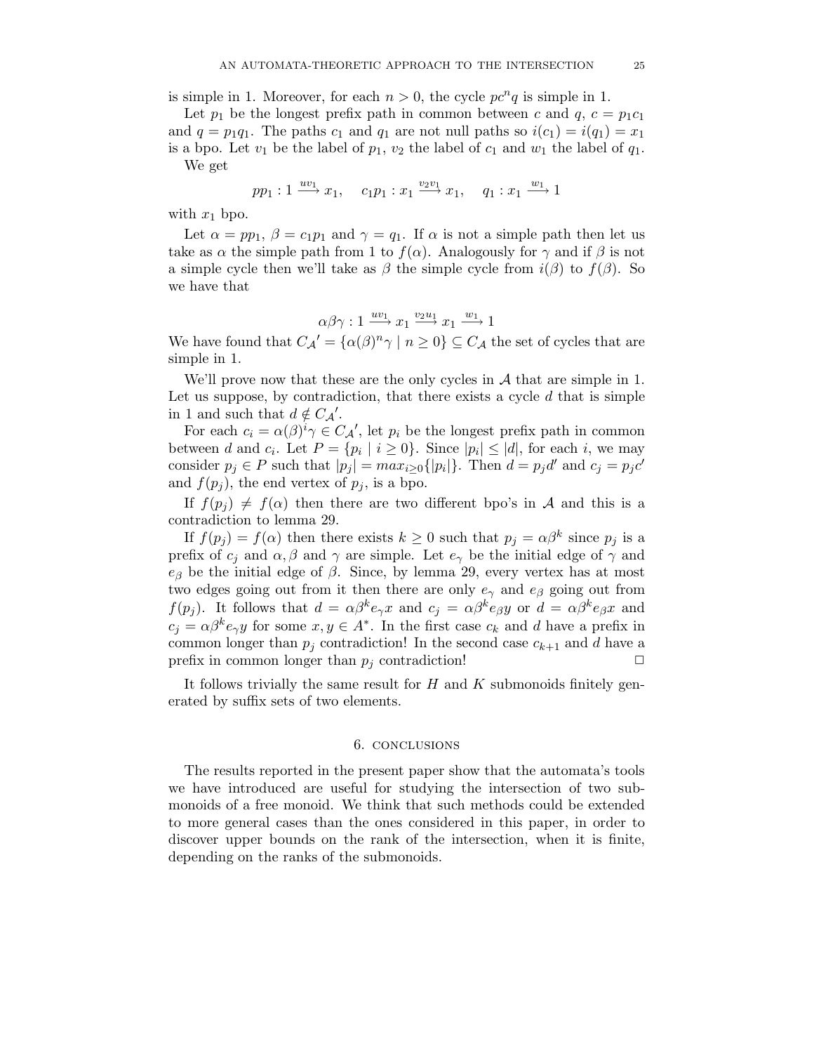is simple in 1. Moreover, for each $n > 0$, the cycle $pc^n q$ is simple in 1.

Let $p_1$ be the longest prefix path in common between $c$ and $q$, $c = p_1c_1$ and $q = p_1q_1$. The paths $c_1$ and $q_1$ are not null paths so $i(c_1) = i(q_1) = x_1$ is a bpo. Let $v_1$ be the label of $p_1$, $v_2$ the label of $c_1$ and $w_1$ the label of $q_1$. We get

$$pp_1 : 1 \xrightarrow{uv_1} x_1, \quad c_1p_1 : x_1 \xrightarrow{v_2v_1} x_1, \quad q_1 : x_1 \xrightarrow{w_1} 1$$

with $x_1$ bpo.

Let $\alpha = pp_1$, $\beta = c_1p_1$ and $\gamma = q_1$. If $\alpha$ is not a simple path then let us take as $\alpha$ the simple path from 1 to $f(\alpha)$. Analogously for $\gamma$ and if $\beta$ is not a simple cycle then we'll take as $\beta$ the simple cycle from $i(\beta)$ to $f(\beta)$. So we have that

$$\alpha\beta\gamma : 1 \xrightarrow{uv_1} x_1 \xrightarrow{v_2u_1} x_1 \xrightarrow{w_1} 1$$

We have found that $C_{\mathcal{A}}' = \{\alpha(\beta)^n\gamma \mid n \geq 0\} \subseteq C_{\mathcal{A}}$ the set of cycles that are simple in 1.

We'll prove now that these are the only cycles in $\mathcal{A}$ that are simple in 1. Let us suppose, by contradiction, that there exists a cycle $d$ that is simple in 1 and such that $d \notin C_{\mathcal{A}}'$.

For each $c_i = \alpha(\beta)^i\gamma \in C_{\mathcal{A}}'$, let $p_i$ be the longest prefix path in common between $d$ and $c_i$. Let $P = \{p_i \mid i \geq 0\}$. Since $|p_i| \leq |d|$, for each $i$, we may consider $p_j \in P$ such that $|p_j| = max_{i \geq 0}\{|p_i|\}$. Then $d = p_jd'$ and $c_j = p_jc'$ and $f(p_j)$, the end vertex of $p_j$, is a bpo.

If $f(p_j) \neq f(\alpha)$ then there are two different bpo's in $\mathcal{A}$ and this is a contradiction to lemma 29.

If $f(p_j) = f(\alpha)$ then there exists $k \geq 0$ such that $p_j = \alpha\beta^k$ since $p_j$ is a prefix of $c_j$ and $\alpha, \beta$ and $\gamma$ are simple. Let $e_\gamma$ be the initial edge of $\gamma$ and $e_\beta$ be the initial edge of $\beta$. Since, by lemma 29, every vertex has at most two edges going out from it then there are only $e_\gamma$ and $e_\beta$ going out from $f(p_j)$. It follows that $d = \alpha\beta^ke_\gamma x$ and $c_j = \alpha\beta^ke_\beta y$ or $d = \alpha\beta^ke_\beta x$ and $c_j = \alpha\beta^ke_\gamma y$ for some $x, y \in A^*$. In the first case $c_k$ and $d$ have a prefix in common longer than $p_j$ contradiction! In the second case $c_{k+1}$ and $d$ have a prefix in common longer than $p_j$ contradiction! $\square$

It follows trivially the same result for $H$ and $K$ submonoids finitely generated by suffix sets of two elements.

## 6. Conclusions

The results reported in the present paper show that the automata's tools we have introduced are useful for studying the intersection of two submonoids of a free monoid. We think that such methods could be extended to more general cases than the ones considered in this paper, in order to discover upper bounds on the rank of the intersection, when it is finite, depending on the ranks of the submonoids.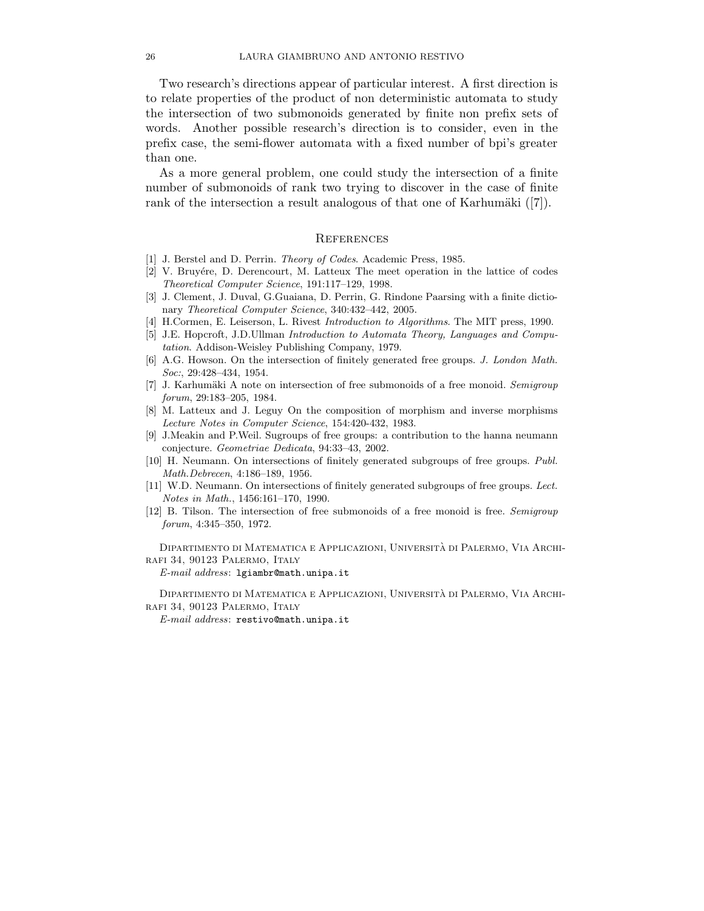Two research's directions appear of particular interest. A first direction is to relate properties of the product of non deterministic automata to study the intersection of two submonoids generated by finite non prefix sets of words. Another possible research's direction is to consider, even in the prefix case, the semi-flower automata with a fixed number of bpi's greater than one.

As a more general problem, one could study the intersection of a finite number of submonoids of rank two trying to discover in the case of finite rank of the intersection a result analogous of that one of Karhumäki ([7]).

## References

[1] J. Berstel and D. Perrin. *Theory of Codes*. Academic Press, 1985.

[2] V. Bruyére, D. Derencourt, M. Latteux The meet operation in the lattice of codes *Theoretical Computer Science*, 191:117–129, 1998.

[3] J. Clement, J. Duval, G.Guaiana, D. Perrin, G. Rindone Paarsing with a finite dictionary *Theoretical Computer Science*, 340:432–442, 2005.

[4] H.Cormen, E. Leiserson, L. Rivest *Introduction to Algorithms*. The MIT press, 1990.

[5] J.E. Hopcroft, J.D.Ullman *Introduction to Automata Theory, Languages and Computation*. Addison-Weisley Publishing Company, 1979.

[6] A.G. Howson. On the intersection of finitely generated free groups. *J. London Math. Soc:*, 29:428–434, 1954.

[7] J. Karhumäki A note on intersection of free submonoids of a free monoid. *Semigroup forum*, 29:183–205, 1984.

[8] M. Latteux and J. Leguy On the composition of morphism and inverse morphisms *Lecture Notes in Computer Science*, 154:420-432, 1983.

[9] J.Meakin and P.Weil. Sugroups of free groups: a contribution to the hanna neumann conjecture. *Geometriae Dedicata*, 94:33–43, 2002.

[10] H. Neumann. On intersections of finitely generated subgroups of free groups. *Publ. Math.Debrecen*, 4:186–189, 1956.

[11] W.D. Neumann. On intersections of finitely generated subgroups of free groups. *Lect. Notes in Math.*, 1456:161–170, 1990.

[12] B. Tilson. The intersection of free submonoids of a free monoid is free. *Semigroup forum*, 4:345–350, 1972.

Dipartimento di Matematica e Applicazioni, Università di Palermo, Via Archirafi 34, 90123 Palermo, Italy

*E-mail address*: lgiambr@math.unipa.it

Dipartimento di Matematica e Applicazioni, Università di Palermo, Via Archirafi 34, 90123 Palermo, Italy

*E-mail address*: restivo@math.unipa.it